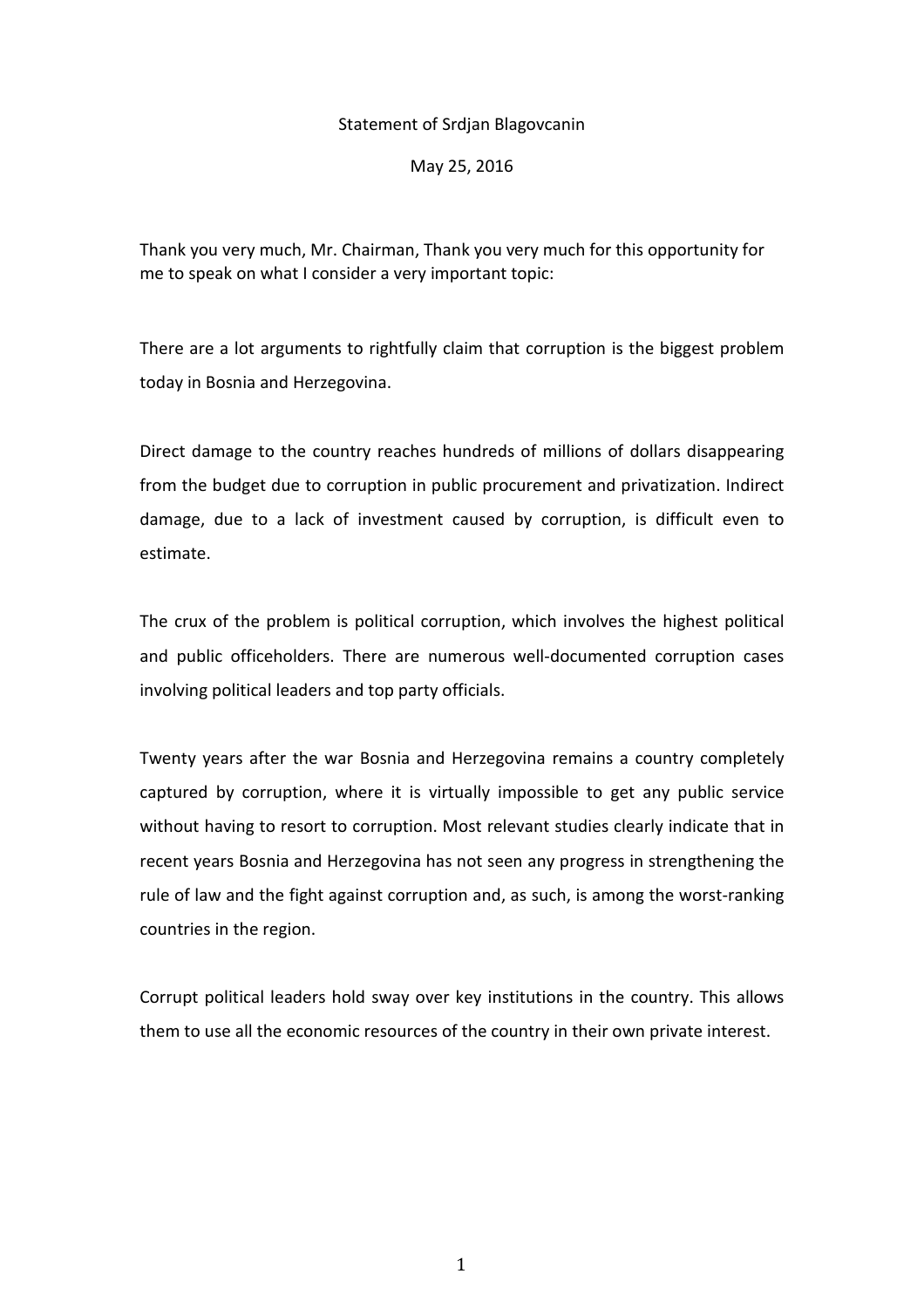Statement of Srdjan Blagovcanin

May 25, 2016

Thank you very much, Mr. Chairman, Thank you very much for this opportunity for me to speak on what I consider a very important topic:

There are a lot arguments to rightfully claim that corruption is the biggest problem today in Bosnia and Herzegovina.

Direct damage to the country reaches hundreds of millions of dollars disappearing from the budget due to corruption in public procurement and privatization. Indirect damage, due to a lack of investment caused by corruption, is difficult even to estimate.

The crux of the problem is political corruption, which involves the highest political and public officeholders. There are numerous well-documented corruption cases involving political leaders and top party officials.

Twenty years after the war Bosnia and Herzegovina remains a country completely captured by corruption, where it is virtually impossible to get any public service without having to resort to corruption. Most relevant studies clearly indicate that in recent years Bosnia and Herzegovina has not seen any progress in strengthening the rule of law and the fight against corruption and, as such, is among the worst-ranking countries in the region.

Corrupt political leaders hold sway over key institutions in the country. This allows them to use all the economic resources of the country in their own private interest.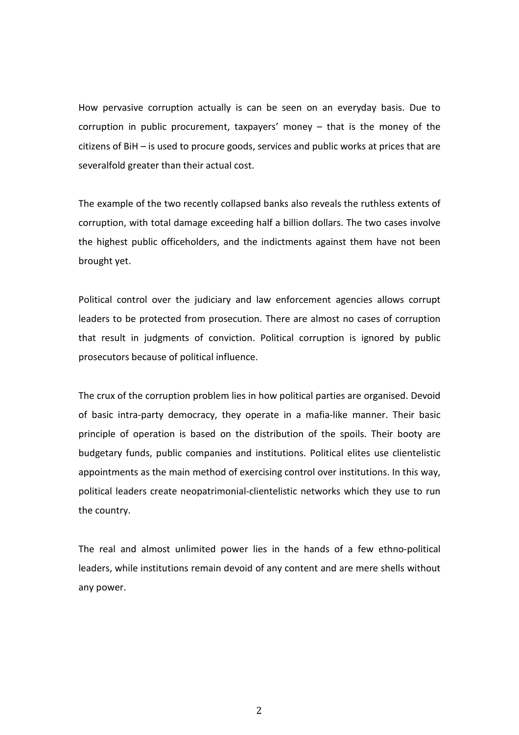How pervasive corruption actually is can be seen on an everyday basis. Due to corruption in public procurement, taxpayers' money – that is the money of the citizens of BiH – is used to procure goods, services and public works at prices that are severalfold greater than their actual cost.

The example of the two recently collapsed banks also reveals the ruthless extents of corruption, with total damage exceeding half a billion dollars. The two cases involve the highest public officeholders, and the indictments against them have not been brought yet.

Political control over the judiciary and law enforcement agencies allows corrupt leaders to be protected from prosecution. There are almost no cases of corruption that result in judgments of conviction. Political corruption is ignored by public prosecutors because of political influence.

The crux of the corruption problem lies in how political parties are organised. Devoid of basic intra-party democracy, they operate in a mafia-like manner. Their basic principle of operation is based on the distribution of the spoils. Their booty are budgetary funds, public companies and institutions. Political elites use clientelistic appointments as the main method of exercising control over institutions. In this way, political leaders create neopatrimonial-clientelistic networks which they use to run the country.

The real and almost unlimited power lies in the hands of a few ethno-political leaders, while institutions remain devoid of any content and are mere shells without any power.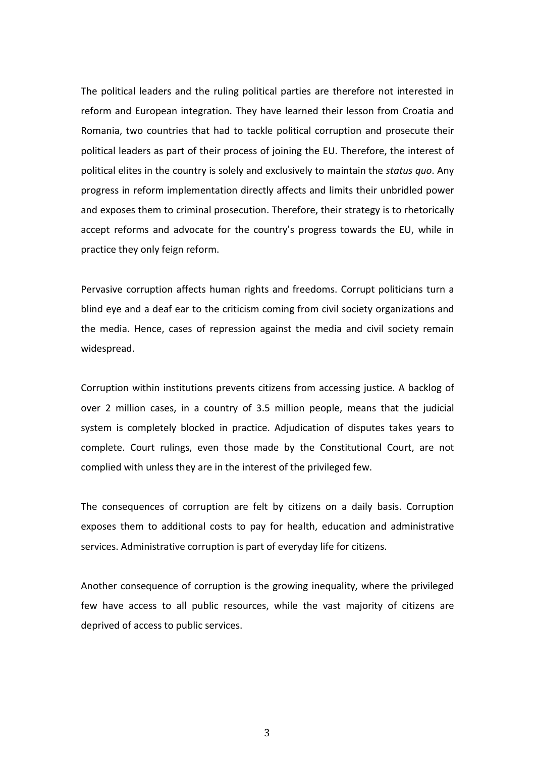The political leaders and the ruling political parties are therefore not interested in reform and European integration. They have learned their lesson from Croatia and Romania, two countries that had to tackle political corruption and prosecute their political leaders as part of their process of joining the EU. Therefore, the interest of political elites in the country is solely and exclusively to maintain the *status quo*. Any progress in reform implementation directly affects and limits their unbridled power and exposes them to criminal prosecution. Therefore, their strategy is to rhetorically accept reforms and advocate for the country's progress towards the EU, while in practice they only feign reform.

Pervasive corruption affects human rights and freedoms. Corrupt politicians turn a blind eye and a deaf ear to the criticism coming from civil society organizations and the media. Hence, cases of repression against the media and civil society remain widespread.

Corruption within institutions prevents citizens from accessing justice. A backlog of over 2 million cases, in a country of 3.5 million people, means that the judicial system is completely blocked in practice. Adjudication of disputes takes years to complete. Court rulings, even those made by the Constitutional Court, are not complied with unless they are in the interest of the privileged few.

The consequences of corruption are felt by citizens on a daily basis. Corruption exposes them to additional costs to pay for health, education and administrative services. Administrative corruption is part of everyday life for citizens.

Another consequence of corruption is the growing inequality, where the privileged few have access to all public resources, while the vast majority of citizens are deprived of access to public services.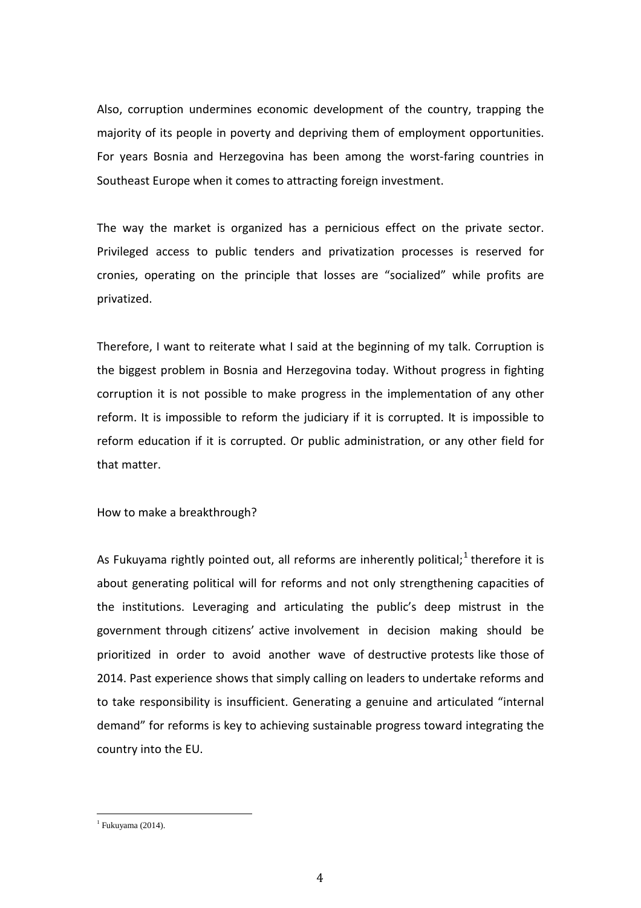Also, corruption undermines economic development of the country, trapping the majority of its people in poverty and depriving them of employment opportunities. For years Bosnia and Herzegovina has been among the worst-faring countries in Southeast Europe when it comes to attracting foreign investment.

The way the market is organized has a pernicious effect on the private sector. Privileged access to public tenders and privatization processes is reserved for cronies, operating on the principle that losses are "socialized" while profits are privatized.

Therefore, I want to reiterate what I said at the beginning of my talk. Corruption is the biggest problem in Bosnia and Herzegovina today. Without progress in fighting corruption it is not possible to make progress in the implementation of any other reform. It is impossible to reform the judiciary if it is corrupted. It is impossible to reform education if it is corrupted. Or public administration, or any other field for that matter.

How to make a breakthrough?

As Fukuyama rightly pointed out, all reforms are inherently political;[1] therefore it is about generating political will for reforms and not only strengthening capacities of the institutions. Leveraging and articulating the public's deep mistrust in the government through citizens' active involvement in decision making should be prioritized in order to avoid another wave of destructive protests like those of 2014. Past experience shows that simply calling on leaders to undertake reforms and to take responsibility is insufficient. Generating a genuine and articulated "internal demand" for reforms is key to achieving sustainable progress toward integrating the country into the EU.

[1] Fukuyama (2014).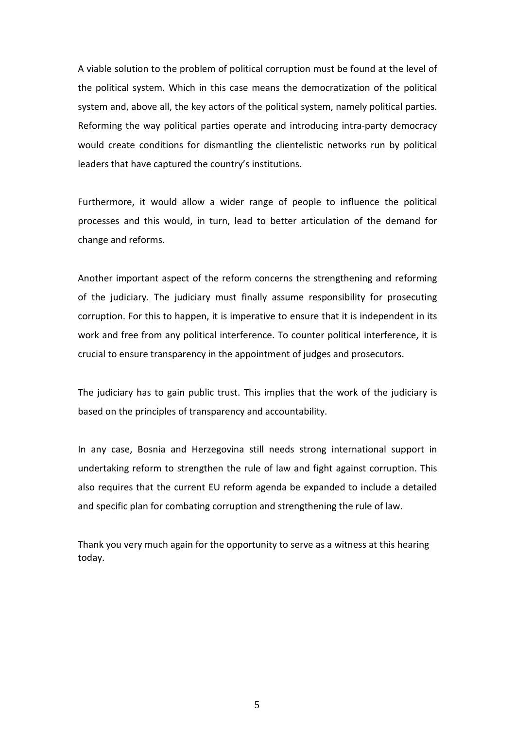A viable solution to the problem of political corruption must be found at the level of the political system. Which in this case means the democratization of the political system and, above all, the key actors of the political system, namely political parties. Reforming the way political parties operate and introducing intra-party democracy would create conditions for dismantling the clientelistic networks run by political leaders that have captured the country's institutions.

Furthermore, it would allow a wider range of people to influence the political processes and this would, in turn, lead to better articulation of the demand for change and reforms.

Another important aspect of the reform concerns the strengthening and reforming of the judiciary. The judiciary must finally assume responsibility for prosecuting corruption. For this to happen, it is imperative to ensure that it is independent in its work and free from any political interference. To counter political interference, it is crucial to ensure transparency in the appointment of judges and prosecutors.

The judiciary has to gain public trust. This implies that the work of the judiciary is based on the principles of transparency and accountability.

In any case, Bosnia and Herzegovina still needs strong international support in undertaking reform to strengthen the rule of law and fight against corruption. This also requires that the current EU reform agenda be expanded to include a detailed and specific plan for combating corruption and strengthening the rule of law.

Thank you very much again for the opportunity to serve as a witness at this hearing today.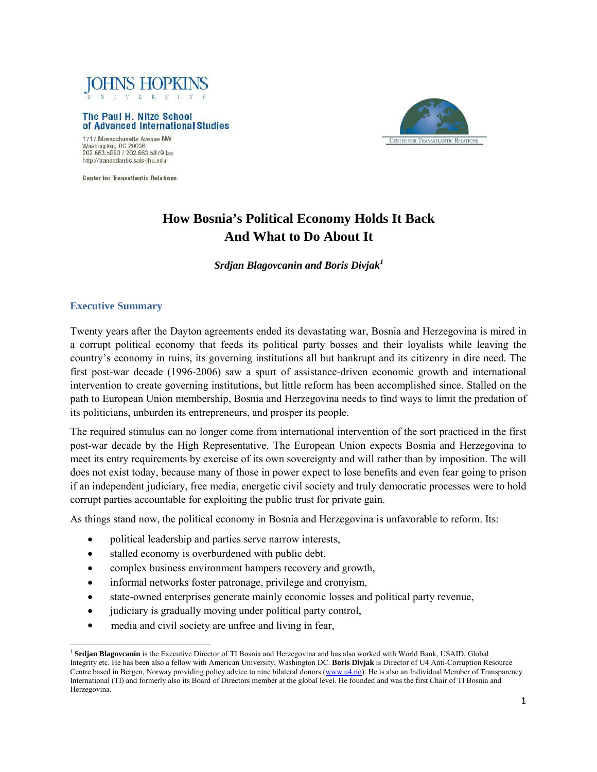JOHNS HOPKINS
UNIVERSITY

The Paul H. Nitze School of Advanced International Studies

1717 Massachusetts Avenue NW
Washington, DC 20036
202.663.5880 / 202.663.5879 fax
http://transatlantic.sais-jhu.edu

Center for Transatlantic Relations

# How Bosnia's Political Economy Holds It Back And What to Do About It

***Srdjan Blagovcanin and Boris Divjak[1]***

## Executive Summary

Twenty years after the Dayton agreements ended its devastating war, Bosnia and Herzegovina is mired in a corrupt political economy that feeds its political party bosses and their loyalists while leaving the country's economy in ruins, its governing institutions all but bankrupt and its citizenry in dire need. The first post-war decade (1996-2006) saw a spurt of assistance-driven economic growth and international intervention to create governing institutions, but little reform has been accomplished since. Stalled on the path to European Union membership, Bosnia and Herzegovina needs to find ways to limit the predation of its politicians, unburden its entrepreneurs, and prosper its people.

The required stimulus can no longer come from international intervention of the sort practiced in the first post-war decade by the High Representative. The European Union expects Bosnia and Herzegovina to meet its entry requirements by exercise of its own sovereignty and will rather than by imposition. The will does not exist today, because many of those in power expect to lose benefits and even fear going to prison if an independent judiciary, free media, energetic civil society and truly democratic processes were to hold corrupt parties accountable for exploiting the public trust for private gain.

As things stand now, the political economy in Bosnia and Herzegovina is unfavorable to reform. Its:

- political leadership and parties serve narrow interests,
- stalled economy is overburdened with public debt,
- complex business environment hampers recovery and growth,
- informal networks foster patronage, privilege and cronyism,
- state-owned enterprises generate mainly economic losses and political party revenue,
- judiciary is gradually moving under political party control,
- media and civil society are unfree and living in fear,

---

[1] **Srdjan Blagovcanin** is the Executive Director of TI Bosnia and Herzegovina and has also worked with World Bank, USAID, Global Integrity etc. He has been also a fellow with American University, Washington DC. **Boris Divjak** is Director of U4 Anti-Corruption Resource Centre based in Bergen, Norway providing policy advice to nine bilateral donors (www.u4.no). He is also an Individual Member of Transparency International (TI) and formerly also its Board of Directors member at the global level. He founded and was the first Chair of TI Bosnia and Herzegovina.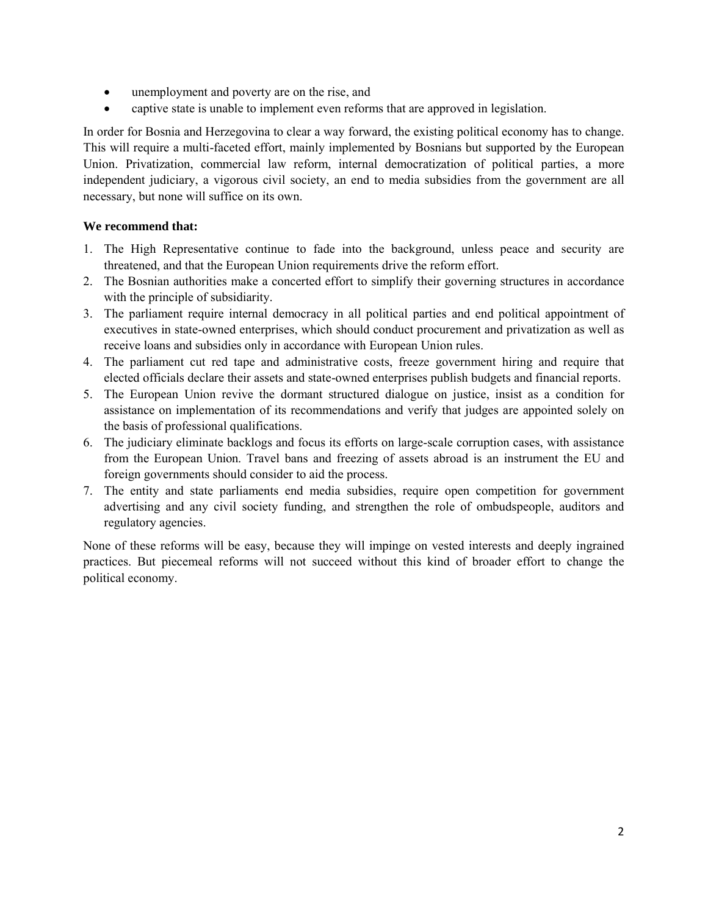- unemployment and poverty are on the rise, and
- captive state is unable to implement even reforms that are approved in legislation.

In order for Bosnia and Herzegovina to clear a way forward, the existing political economy has to change. This will require a multi-faceted effort, mainly implemented by Bosnians but supported by the European Union. Privatization, commercial law reform, internal democratization of political parties, a more independent judiciary, a vigorous civil society, an end to media subsidies from the government are all necessary, but none will suffice on its own.

**We recommend that:**

1. The High Representative continue to fade into the background, unless peace and security are threatened, and that the European Union requirements drive the reform effort.
2. The Bosnian authorities make a concerted effort to simplify their governing structures in accordance with the principle of subsidiarity.
3. The parliament require internal democracy in all political parties and end political appointment of executives in state-owned enterprises, which should conduct procurement and privatization as well as receive loans and subsidies only in accordance with European Union rules.
4. The parliament cut red tape and administrative costs, freeze government hiring and require that elected officials declare their assets and state-owned enterprises publish budgets and financial reports.
5. The European Union revive the dormant structured dialogue on justice, insist as a condition for assistance on implementation of its recommendations and verify that judges are appointed solely on the basis of professional qualifications.
6. The judiciary eliminate backlogs and focus its efforts on large-scale corruption cases, with assistance from the European Union. Travel bans and freezing of assets abroad is an instrument the EU and foreign governments should consider to aid the process.
7. The entity and state parliaments end media subsidies, require open competition for government advertising and any civil society funding, and strengthen the role of ombudspeople, auditors and regulatory agencies.

None of these reforms will be easy, because they will impinge on vested interests and deeply ingrained practices. But piecemeal reforms will not succeed without this kind of broader effort to change the political economy.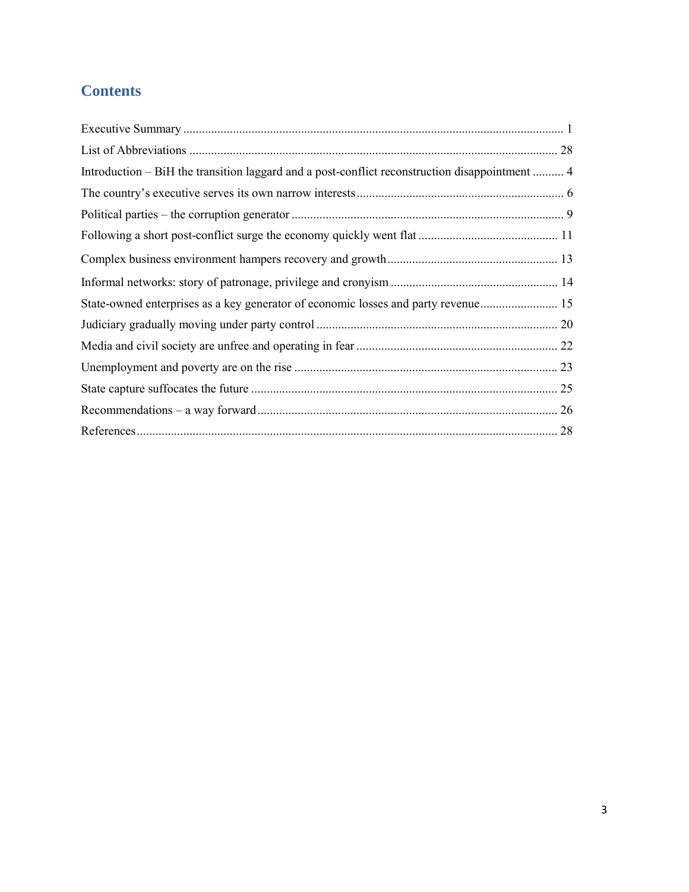# Contents

Executive Summary .......................................................................................................................... 1

List of Abbreviations ...................................................................................................................... 28

Introduction – BiH the transition laggard and a post-conflict reconstruction disappointment .......... 4

The country's executive serves its own narrow interests .................................................................. 6

Political parties – the corruption generator ...................................................................................... 9

Following a short post-conflict surge the economy quickly went flat ............................................ 11

Complex business environment hampers recovery and growth ...................................................... 13

Informal networks: story of patronage, privilege and cronyism ..................................................... 14

State-owned enterprises as a key generator of economic losses and party revenue......................... 15

Judiciary gradually moving under party control ............................................................................. 20

Media and civil society are unfree and operating in fear ................................................................ 22

Unemployment and poverty are on the rise .................................................................................... 23

State capture suffocates the future .................................................................................................. 25

Recommendations – a way forward................................................................................................ 26

References....................................................................................................................................... 28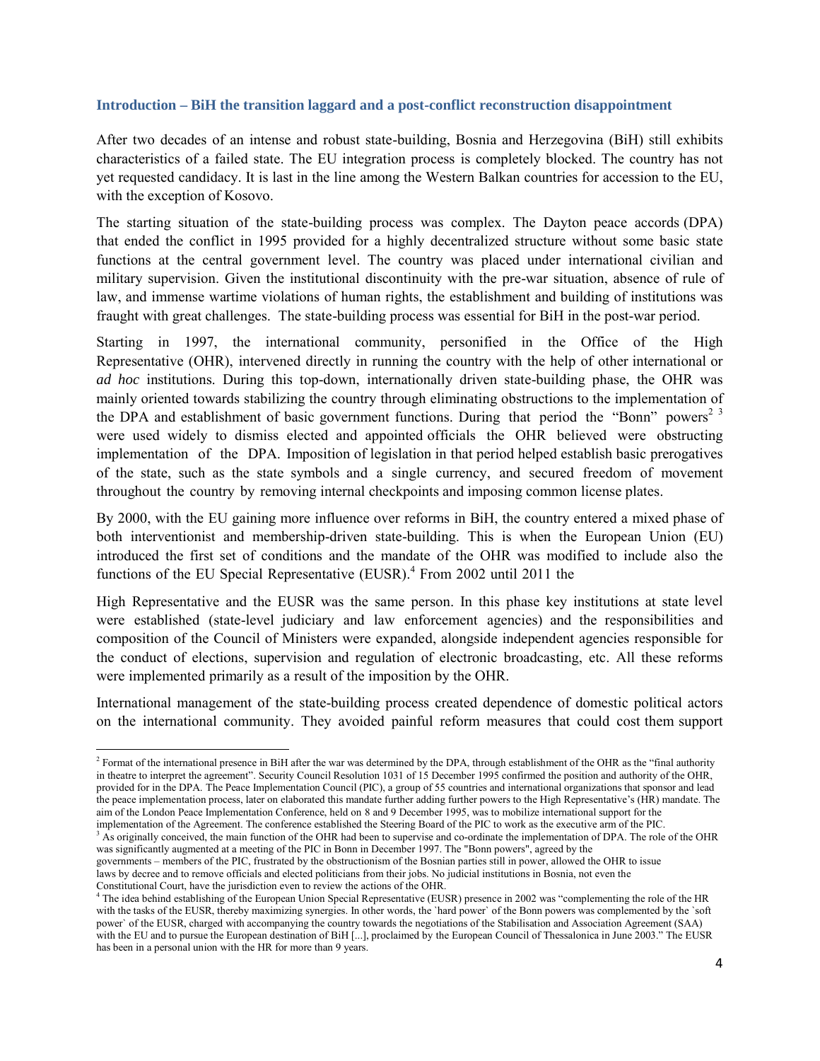## Introduction – BiH the transition laggard and a post-conflict reconstruction disappointment

After two decades of an intense and robust state-building, Bosnia and Herzegovina (BiH) still exhibits characteristics of a failed state. The EU integration process is completely blocked. The country has not yet requested candidacy. It is last in the line among the Western Balkan countries for accession to the EU, with the exception of Kosovo.

The starting situation of the state-building process was complex. The Dayton peace accords (DPA) that ended the conflict in 1995 provided for a highly decentralized structure without some basic state functions at the central government level. The country was placed under international civilian and military supervision. Given the institutional discontinuity with the pre-war situation, absence of rule of law, and immense wartime violations of human rights, the establishment and building of institutions was fraught with great challenges. The state-building process was essential for BiH in the post-war period.

Starting in 1997, the international community, personified in the Office of the High Representative (OHR), intervened directly in running the country with the help of other international or *ad hoc* institutions. During this top-down, internationally driven state-building phase, the OHR was mainly oriented towards stabilizing the country through eliminating obstructions to the implementation of the DPA and establishment of basic government functions. During that period the "Bonn" powers[2] [3] were used widely to dismiss elected and appointed officials the OHR believed were obstructing implementation of the DPA. Imposition of legislation in that period helped establish basic prerogatives of the state, such as the state symbols and a single currency, and secured freedom of movement throughout the country by removing internal checkpoints and imposing common license plates.

By 2000, with the EU gaining more influence over reforms in BiH, the country entered a mixed phase of both interventionist and membership-driven state-building. This is when the European Union (EU) introduced the first set of conditions and the mandate of the OHR was modified to include also the functions of the EU Special Representative (EUSR).[4] From 2002 until 2011 the High Representative and the EUSR was the same person. In this phase key institutions at state level were established (state-level judiciary and law enforcement agencies) and the responsibilities and composition of the Council of Ministers were expanded, alongside independent agencies responsible for the conduct of elections, supervision and regulation of electronic broadcasting, etc. All these reforms were implemented primarily as a result of the imposition by the OHR.

International management of the state-building process created dependence of domestic political actors on the international community. They avoided painful reform measures that could cost them support

---

[2] Format of the international presence in BiH after the war was determined by the DPA, through establishment of the OHR as the "final authority in theatre to interpret the agreement". Security Council Resolution 1031 of 15 December 1995 confirmed the position and authority of the OHR, provided for in the DPA. The Peace Implementation Council (PIC), a group of 55 countries and international organizations that sponsor and lead the peace implementation process, later on elaborated this mandate further adding further powers to the High Representative's (HR) mandate. The aim of the London Peace Implementation Conference, held on 8 and 9 December 1995, was to mobilize international support for the implementation of the Agreement. The conference established the Steering Board of the PIC to work as the executive arm of the PIC.

[3] As originally conceived, the main function of the OHR had been to supervise and co-ordinate the implementation of DPA. The role of the OHR was significantly augmented at a meeting of the PIC in Bonn in December 1997. The "Bonn powers", agreed by the governments – members of the PIC, frustrated by the obstructionism of the Bosnian parties still in power, allowed the OHR to issue laws by decree and to remove officials and elected politicians from their jobs. No judicial institutions in Bosnia, not even the Constitutional Court, have the jurisdiction even to review the actions of the OHR.

[4] The idea behind establishing of the European Union Special Representative (EUSR) presence in 2002 was "complementing the role of the HR with the tasks of the EUSR, thereby maximizing synergies. In other words, the `hard power` of the Bonn powers was complemented by the `soft power` of the EUSR, charged with accompanying the country towards the negotiations of the Stabilisation and Association Agreement (SAA) with the EU and to pursue the European destination of BiH [...], proclaimed by the European Council of Thessalonica in June 2003." The EUSR has been in a personal union with the HR for more than 9 years.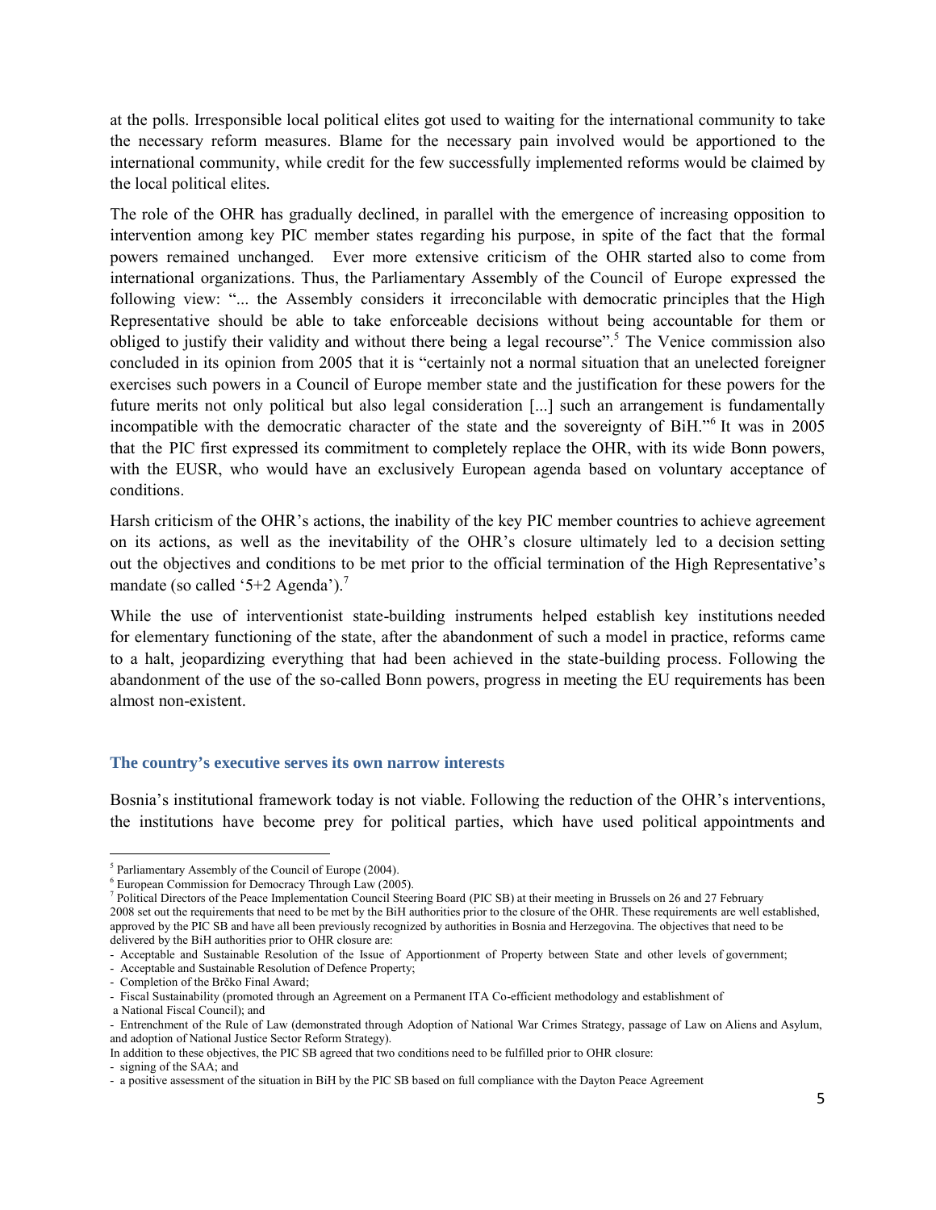at the polls. Irresponsible local political elites got used to waiting for the international community to take the necessary reform measures. Blame for the necessary pain involved would be apportioned to the international community, while credit for the few successfully implemented reforms would be claimed by the local political elites.

The role of the OHR has gradually declined, in parallel with the emergence of increasing opposition to intervention among key PIC member states regarding his purpose, in spite of the fact that the formal powers remained unchanged. Ever more extensive criticism of the OHR started also to come from international organizations. Thus, the Parliamentary Assembly of the Council of Europe expressed the following view: "... the Assembly considers it irreconcilable with democratic principles that the High Representative should be able to take enforceable decisions without being accountable for them or obliged to justify their validity and without there being a legal recourse".[5] The Venice commission also concluded in its opinion from 2005 that it is "certainly not a normal situation that an unelected foreigner exercises such powers in a Council of Europe member state and the justification for these powers for the future merits not only political but also legal consideration [...] such an arrangement is fundamentally incompatible with the democratic character of the state and the sovereignty of BiH."[6] It was in 2005 that the PIC first expressed its commitment to completely replace the OHR, with its wide Bonn powers, with the EUSR, who would have an exclusively European agenda based on voluntary acceptance of conditions.

Harsh criticism of the OHR's actions, the inability of the key PIC member countries to achieve agreement on its actions, as well as the inevitability of the OHR's closure ultimately led to a decision setting out the objectives and conditions to be met prior to the official termination of the High Representative's mandate (so called '5+2 Agenda').[7]

While the use of interventionist state-building instruments helped establish key institutions needed for elementary functioning of the state, after the abandonment of such a model in practice, reforms came to a halt, jeopardizing everything that had been achieved in the state-building process. Following the abandonment of the use of the so-called Bonn powers, progress in meeting the EU requirements has been almost non-existent.

### The country's executive serves its own narrow interests

Bosnia's institutional framework today is not viable. Following the reduction of the OHR's interventions, the institutions have become prey for political parties, which have used political appointments and

---

[5] Parliamentary Assembly of the Council of Europe (2004).

[6] European Commission for Democracy Through Law (2005).

[7] Political Directors of the Peace Implementation Council Steering Board (PIC SB) at their meeting in Brussels on 26 and 27 February 2008 set out the requirements that need to be met by the BiH authorities prior to the closure of the OHR. These requirements are well established, approved by the PIC SB and have all been previously recognized by authorities in Bosnia and Herzegovina. The objectives that need to be delivered by the BiH authorities prior to OHR closure are:

- Acceptable and Sustainable Resolution of the Issue of Apportionment of Property between State and other levels of government;
- Acceptable and Sustainable Resolution of Defence Property;
- Completion of the Brčko Final Award;
- Fiscal Sustainability (promoted through an Agreement on a Permanent ITA Co-efficient methodology and establishment of a National Fiscal Council); and
- Entrenchment of the Rule of Law (demonstrated through Adoption of National War Crimes Strategy, passage of Law on Aliens and Asylum, and adoption of National Justice Sector Reform Strategy).

In addition to these objectives, the PIC SB agreed that two conditions need to be fulfilled prior to OHR closure:

- signing of the SAA; and
- a positive assessment of the situation in BiH by the PIC SB based on full compliance with the Dayton Peace Agreement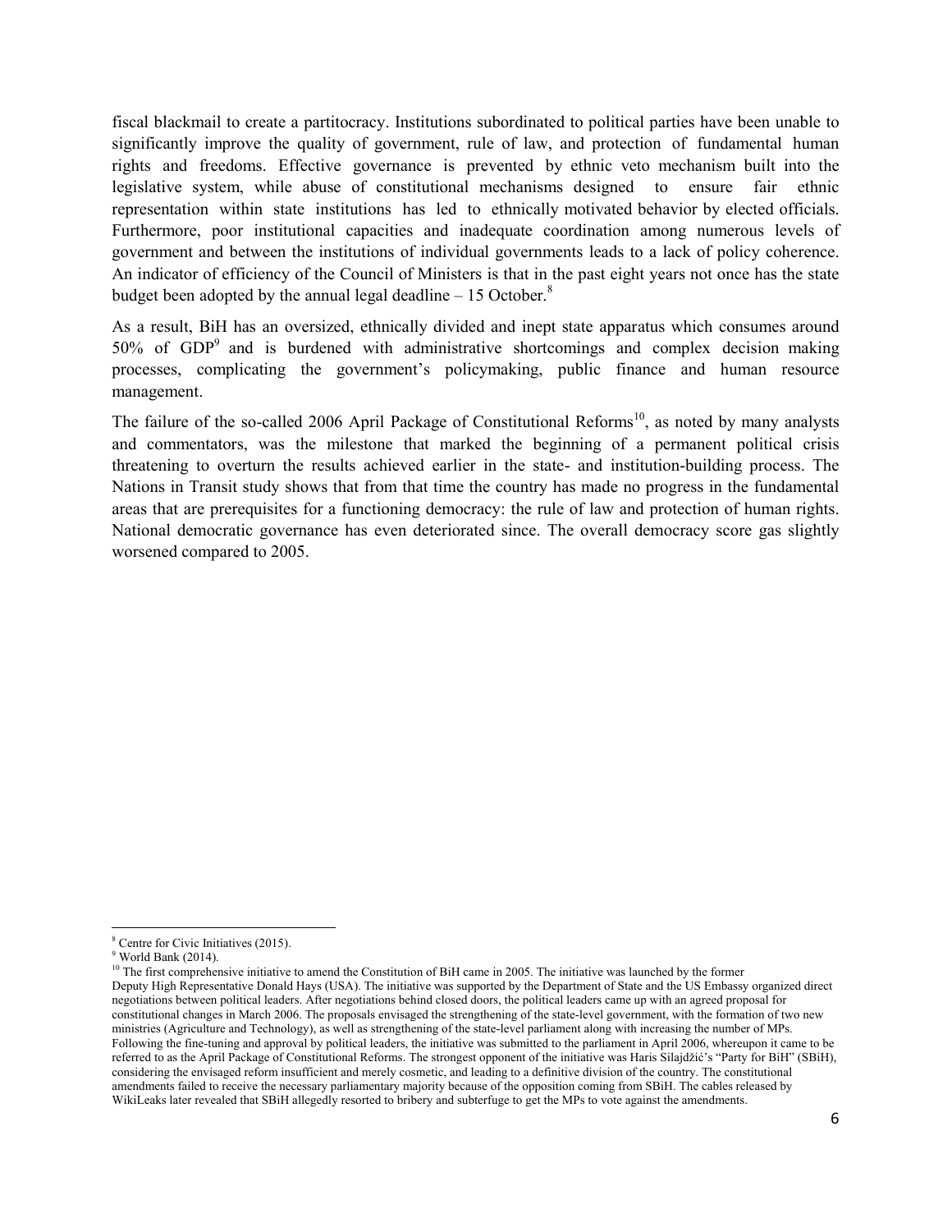fiscal blackmail to create a partitocracy. Institutions subordinated to political parties have been unable to significantly improve the quality of government, rule of law, and protection of fundamental human rights and freedoms. Effective governance is prevented by ethnic veto mechanism built into the legislative system, while abuse of constitutional mechanisms designed to ensure fair ethnic representation within state institutions has led to ethnically motivated behavior by elected officials. Furthermore, poor institutional capacities and inadequate coordination among numerous levels of government and between the institutions of individual governments leads to a lack of policy coherence. An indicator of efficiency of the Council of Ministers is that in the past eight years not once has the state budget been adopted by the annual legal deadline – 15 October.[8]

As a result, BiH has an oversized, ethnically divided and inept state apparatus which consumes around 50% of GDP[9] and is burdened with administrative shortcomings and complex decision making processes, complicating the government's policymaking, public finance and human resource management.

The failure of the so-called 2006 April Package of Constitutional Reforms[10], as noted by many analysts and commentators, was the milestone that marked the beginning of a permanent political crisis threatening to overturn the results achieved earlier in the state- and institution-building process. The Nations in Transit study shows that from that time the country has made no progress in the fundamental areas that are prerequisites for a functioning democracy: the rule of law and protection of human rights. National democratic governance has even deteriorated since. The overall democracy score gas slightly worsened compared to 2005.

---

[8] Centre for Civic Initiatives (2015).

[9] World Bank (2014).

[10] The first comprehensive initiative to amend the Constitution of BiH came in 2005. The initiative was launched by the former Deputy High Representative Donald Hays (USA). The initiative was supported by the Department of State and the US Embassy organized direct negotiations between political leaders. After negotiations behind closed doors, the political leaders came up with an agreed proposal for constitutional changes in March 2006. The proposals envisaged the strengthening of the state-level government, with the formation of two new ministries (Agriculture and Technology), as well as strengthening of the state-level parliament along with increasing the number of MPs. Following the fine-tuning and approval by political leaders, the initiative was submitted to the parliament in April 2006, whereupon it came to be referred to as the April Package of Constitutional Reforms. The strongest opponent of the initiative was Haris Silajdžić's "Party for BiH" (SBiH), considering the envisaged reform insufficient and merely cosmetic, and leading to a definitive division of the country. The constitutional amendments failed to receive the necessary parliamentary majority because of the opposition coming from SBiH. The cables released by WikiLeaks later revealed that SBiH allegedly resorted to bribery and subterfuge to get the MPs to vote against the amendments.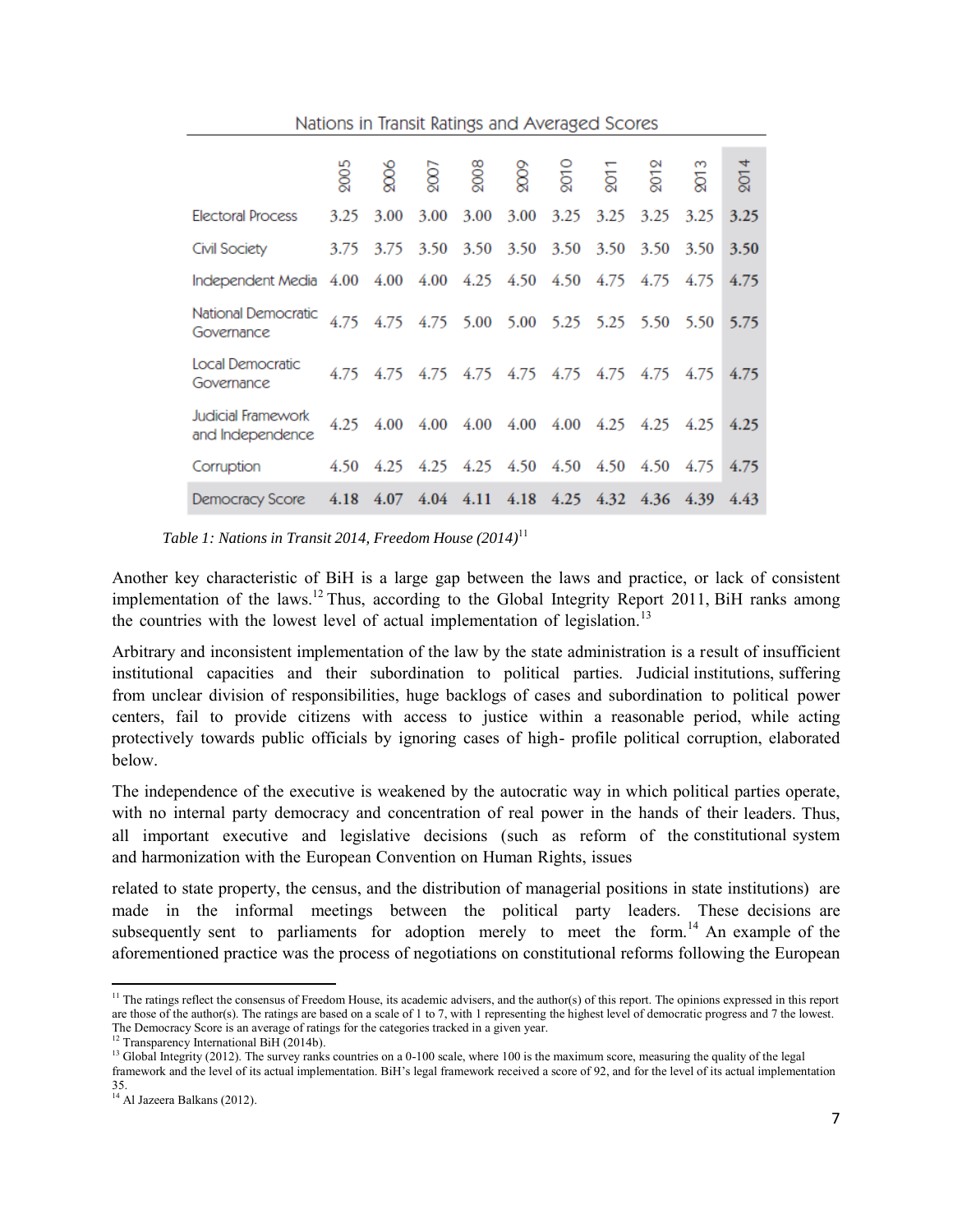Nations in Transit Ratings and Averaged Scores

| | 2005 | 2006 | 2007 | 2008 | 2009 | 2010 | 2011 | 2012 | 2013 | 2014 |
|---|---|---|---|---|---|---|---|---|---|---|
| Electoral Process | 3.25 | 3.00 | 3.00 | 3.00 | 3.00 | 3.25 | 3.25 | 3.25 | 3.25 | **3.25** |
| Civil Society | 3.75 | 3.75 | 3.50 | 3.50 | 3.50 | 3.50 | 3.50 | 3.50 | 3.50 | **3.50** |
| Independent Media | 4.00 | 4.00 | 4.00 | 4.25 | 4.50 | 4.50 | 4.75 | 4.75 | 4.75 | **4.75** |
| National Democratic Governance | 4.75 | 4.75 | 4.75 | 5.00 | 5.00 | 5.25 | 5.25 | 5.50 | 5.50 | **5.75** |
| Local Democratic Governance | 4.75 | 4.75 | 4.75 | 4.75 | 4.75 | 4.75 | 4.75 | 4.75 | 4.75 | **4.75** |
| Judicial Framework and Independence | 4.25 | 4.00 | 4.00 | 4.00 | 4.00 | 4.00 | 4.25 | 4.25 | 4.25 | **4.25** |
| Corruption | 4.50 | 4.25 | 4.25 | 4.25 | 4.50 | 4.50 | 4.50 | 4.50 | 4.75 | **4.75** |
| Democracy Score | 4.18 | 4.07 | 4.04 | 4.11 | 4.18 | 4.25 | 4.32 | 4.36 | 4.39 | 4.43 |

*Table 1: Nations in Transit 2014, Freedom House (2014)*[11]

Another key characteristic of BiH is a large gap between the laws and practice, or lack of consistent implementation of the laws.[12] Thus, according to the Global Integrity Report 2011, BiH ranks among the countries with the lowest level of actual implementation of legislation.[13]

Arbitrary and inconsistent implementation of the law by the state administration is a result of insufficient institutional capacities and their subordination to political parties. Judicial institutions, suffering from unclear division of responsibilities, huge backlogs of cases and subordination to political power centers, fail to provide citizens with access to justice within a reasonable period, while acting protectively towards public officials by ignoring cases of high- profile political corruption, elaborated below.

The independence of the executive is weakened by the autocratic way in which political parties operate, with no internal party democracy and concentration of real power in the hands of their leaders. Thus, all important executive and legislative decisions (such as reform of the constitutional system and harmonization with the European Convention on Human Rights, issues related to state property, the census, and the distribution of managerial positions in state institutions) are made in the informal meetings between the political party leaders. These decisions are subsequently sent to parliaments for adoption merely to meet the form.[14] An example of the aforementioned practice was the process of negotiations on constitutional reforms following the European

[11] The ratings reflect the consensus of Freedom House, its academic advisers, and the author(s) of this report. The opinions expressed in this report are those of the author(s). The ratings are based on a scale of 1 to 7, with 1 representing the highest level of democratic progress and 7 the lowest. The Democracy Score is an average of ratings for the categories tracked in a given year.

[12] Transparency International BiH (2014b).

[13] Global Integrity (2012). The survey ranks countries on a 0-100 scale, where 100 is the maximum score, measuring the quality of the legal framework and the level of its actual implementation. BiH's legal framework received a score of 92, and for the level of its actual implementation 35.

[14] Al Jazeera Balkans (2012).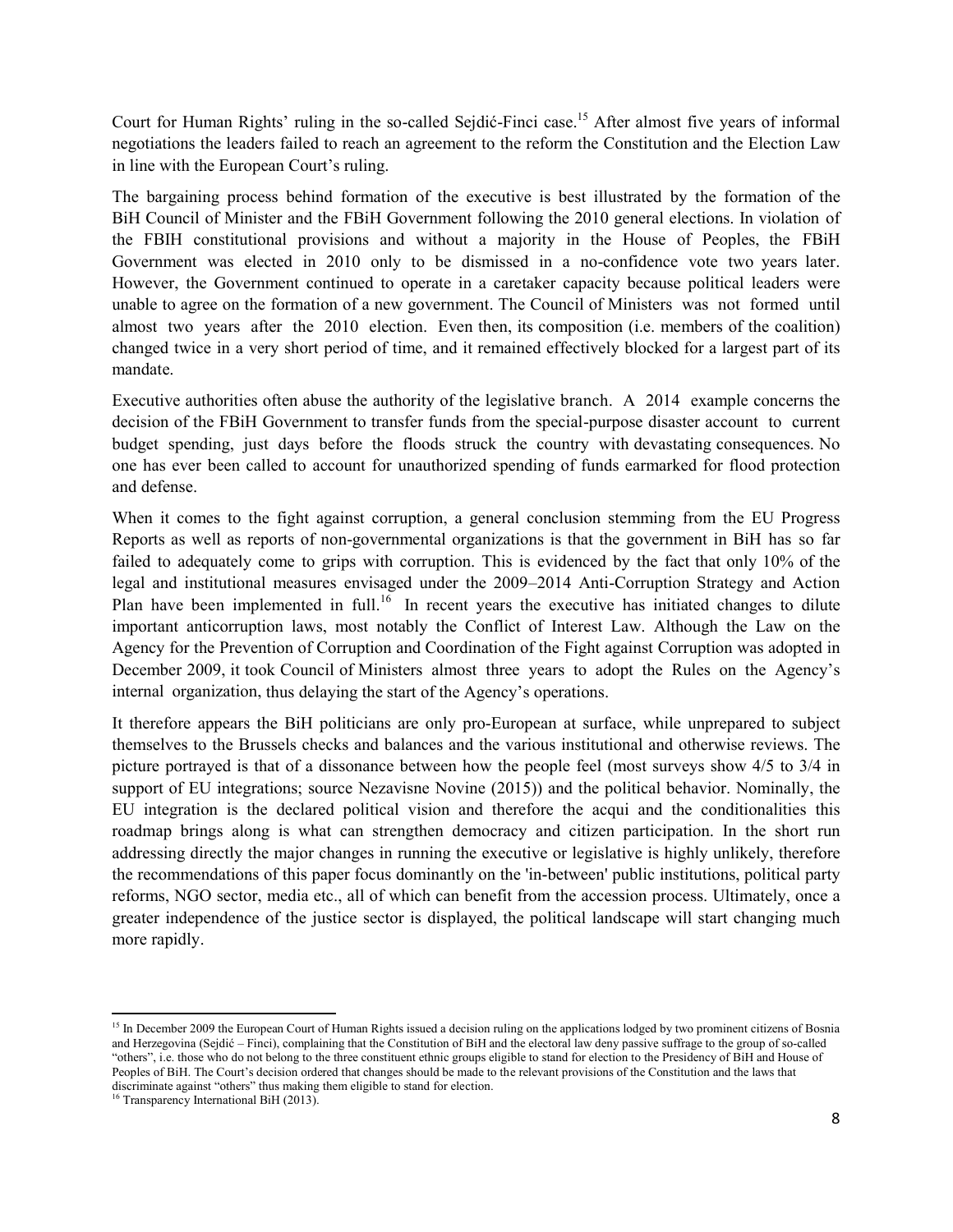Court for Human Rights' ruling in the so-called Sejdić-Finci case.[15] After almost five years of informal negotiations the leaders failed to reach an agreement to the reform the Constitution and the Election Law in line with the European Court's ruling.

The bargaining process behind formation of the executive is best illustrated by the formation of the BiH Council of Minister and the FBiH Government following the 2010 general elections. In violation of the FBIH constitutional provisions and without a majority in the House of Peoples, the FBiH Government was elected in 2010 only to be dismissed in a no-confidence vote two years later. However, the Government continued to operate in a caretaker capacity because political leaders were unable to agree on the formation of a new government. The Council of Ministers was not formed until almost two years after the 2010 election. Even then, its composition (i.e. members of the coalition) changed twice in a very short period of time, and it remained effectively blocked for a largest part of its mandate.

Executive authorities often abuse the authority of the legislative branch. A 2014 example concerns the decision of the FBiH Government to transfer funds from the special-purpose disaster account to current budget spending, just days before the floods struck the country with devastating consequences. No one has ever been called to account for unauthorized spending of funds earmarked for flood protection and defense.

When it comes to the fight against corruption, a general conclusion stemming from the EU Progress Reports as well as reports of non-governmental organizations is that the government in BiH has so far failed to adequately come to grips with corruption. This is evidenced by the fact that only 10% of the legal and institutional measures envisaged under the 2009–2014 Anti-Corruption Strategy and Action Plan have been implemented in full.[16] In recent years the executive has initiated changes to dilute important anticorruption laws, most notably the Conflict of Interest Law. Although the Law on the Agency for the Prevention of Corruption and Coordination of the Fight against Corruption was adopted in December 2009, it took Council of Ministers almost three years to adopt the Rules on the Agency's internal organization, thus delaying the start of the Agency's operations.

It therefore appears the BiH politicians are only pro-European at surface, while unprepared to subject themselves to the Brussels checks and balances and the various institutional and otherwise reviews. The picture portrayed is that of a dissonance between how the people feel (most surveys show 4/5 to 3/4 in support of EU integrations; source Nezavisne Novine (2015)) and the political behavior. Nominally, the EU integration is the declared political vision and therefore the acqui and the conditionalities this roadmap brings along is what can strengthen democracy and citizen participation. In the short run addressing directly the major changes in running the executive or legislative is highly unlikely, therefore the recommendations of this paper focus dominantly on the 'in-between' public institutions, political party reforms, NGO sector, media etc., all of which can benefit from the accession process. Ultimately, once a greater independence of the justice sector is displayed, the political landscape will start changing much more rapidly.

---

[15] In December 2009 the European Court of Human Rights issued a decision ruling on the applications lodged by two prominent citizens of Bosnia and Herzegovina (Sejdić – Finci), complaining that the Constitution of BiH and the electoral law deny passive suffrage to the group of so-called "others", i.e. those who do not belong to the three constituent ethnic groups eligible to stand for election to the Presidency of BiH and House of Peoples of BiH. The Court's decision ordered that changes should be made to the relevant provisions of the Constitution and the laws that discriminate against "others" thus making them eligible to stand for election.

[16] Transparency International BiH (2013).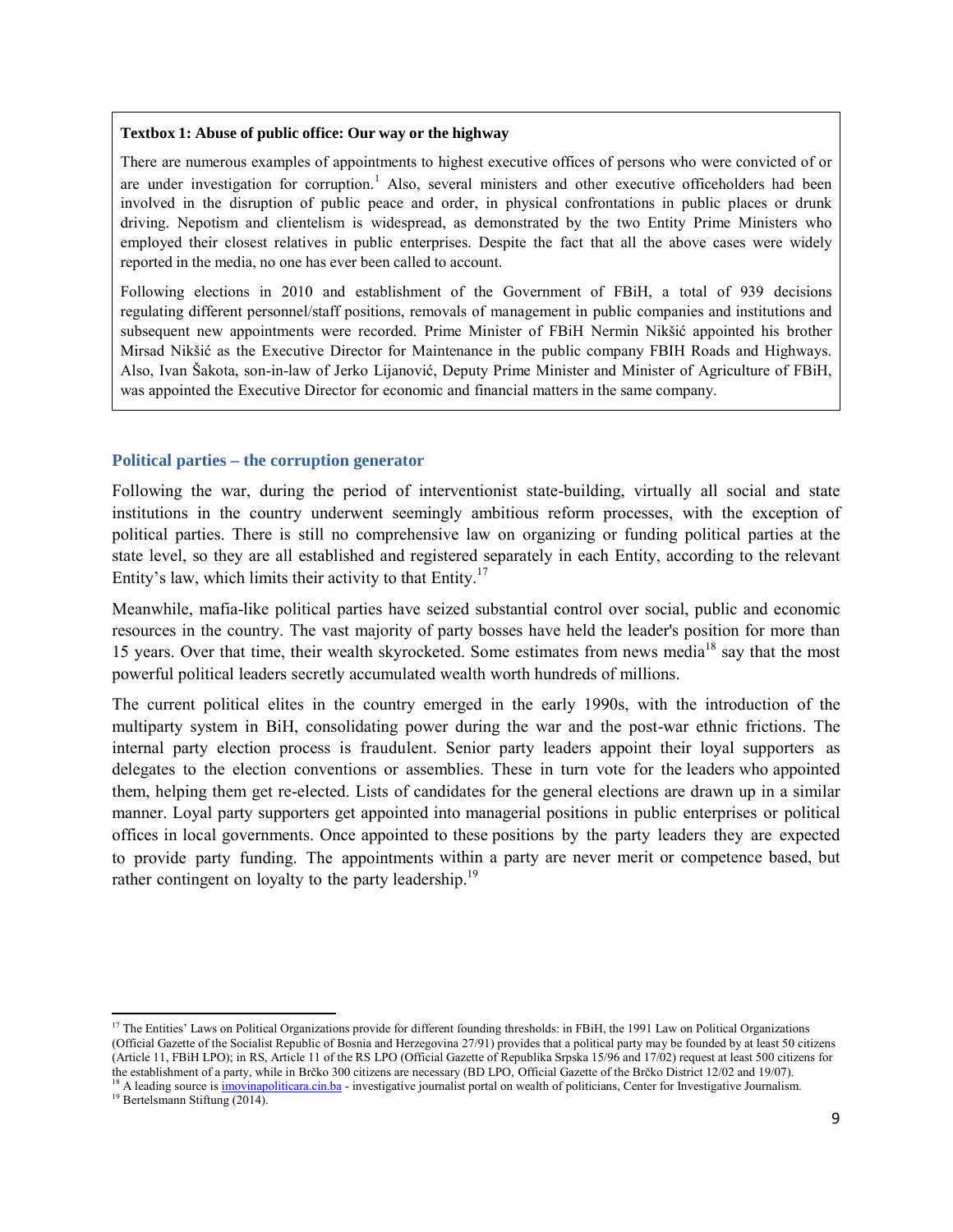**Textbox 1: Abuse of public office: Our way or the highway**

There are numerous examples of appointments to highest executive offices of persons who were convicted of or are under investigation for corruption.[1] Also, several ministers and other executive officeholders had been involved in the disruption of public peace and order, in physical confrontations in public places or drunk driving. Nepotism and clientelism is widespread, as demonstrated by the two Entity Prime Ministers who employed their closest relatives in public enterprises. Despite the fact that all the above cases were widely reported in the media, no one has ever been called to account.

Following elections in 2010 and establishment of the Government of FBiH, a total of 939 decisions regulating different personnel/staff positions, removals of management in public companies and institutions and subsequent new appointments were recorded. Prime Minister of FBiH Nermin Nikšić appointed his brother Mirsad Nikšić as the Executive Director for Maintenance in the public company FBIH Roads and Highways. Also, Ivan Šakota, son-in-law of Jerko Lijanović, Deputy Prime Minister and Minister of Agriculture of FBiH, was appointed the Executive Director for economic and financial matters in the same company.

## Political parties – the corruption generator

Following the war, during the period of interventionist state-building, virtually all social and state institutions in the country underwent seemingly ambitious reform processes, with the exception of political parties. There is still no comprehensive law on organizing or funding political parties at the state level, so they are all established and registered separately in each Entity, according to the relevant Entity's law, which limits their activity to that Entity.[17]

Meanwhile, mafia-like political parties have seized substantial control over social, public and economic resources in the country. The vast majority of party bosses have held the leader's position for more than 15 years. Over that time, their wealth skyrocketed. Some estimates from news media[18] say that the most powerful political leaders secretly accumulated wealth worth hundreds of millions.

The current political elites in the country emerged in the early 1990s, with the introduction of the multiparty system in BiH, consolidating power during the war and the post-war ethnic frictions. The internal party election process is fraudulent. Senior party leaders appoint their loyal supporters as delegates to the election conventions or assemblies. These in turn vote for the leaders who appointed them, helping them get re-elected. Lists of candidates for the general elections are drawn up in a similar manner. Loyal party supporters get appointed into managerial positions in public enterprises or political offices in local governments. Once appointed to these positions by the party leaders they are expected to provide party funding. The appointments within a party are never merit or competence based, but rather contingent on loyalty to the party leadership.[19]

---

[17] The Entities' Laws on Political Organizations provide for different founding thresholds: in FBiH, the 1991 Law on Political Organizations (Official Gazette of the Socialist Republic of Bosnia and Herzegovina 27/91) provides that a political party may be founded by at least 50 citizens (Article 11, FBiH LPO); in RS, Article 11 of the RS LPO (Official Gazette of Republika Srpska 15/96 and 17/02) request at least 500 citizens for the establishment of a party, while in Brčko 300 citizens are necessary (BD LPO, Official Gazette of the Brčko District 12/02 and 19/07).

[18] A leading source is imovinapoliticara.cin.ba - investigative journalist portal on wealth of politicians, Center for Investigative Journalism.

[19] Bertelsmann Stiftung (2014).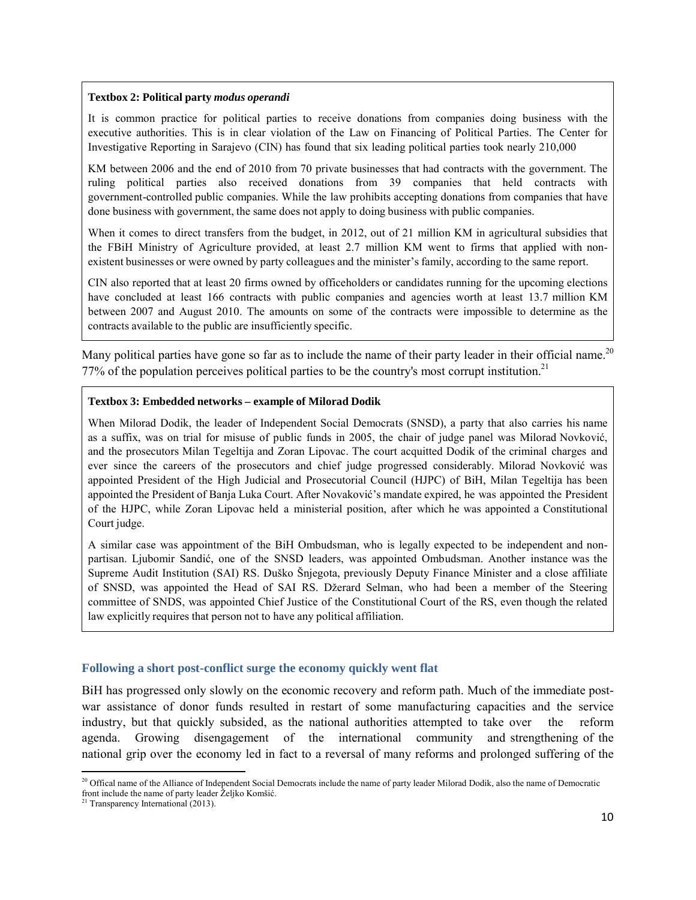**Textbox 2: Political party *modus operandi***

It is common practice for political parties to receive donations from companies doing business with the executive authorities. This is in clear violation of the Law on Financing of Political Parties. The Center for Investigative Reporting in Sarajevo (CIN) has found that six leading political parties took nearly 210,000

KM between 2006 and the end of 2010 from 70 private businesses that had contracts with the government. The ruling political parties also received donations from 39 companies that held contracts with government-controlled public companies. While the law prohibits accepting donations from companies that have done business with government, the same does not apply to doing business with public companies.

When it comes to direct transfers from the budget, in 2012, out of 21 million KM in agricultural subsidies that the FBiH Ministry of Agriculture provided, at least 2.7 million KM went to firms that applied with non-existent businesses or were owned by party colleagues and the minister's family, according to the same report.

CIN also reported that at least 20 firms owned by officeholders or candidates running for the upcoming elections have concluded at least 166 contracts with public companies and agencies worth at least 13.7 million KM between 2007 and August 2010. The amounts on some of the contracts were impossible to determine as the contracts available to the public are insufficiently specific.

Many political parties have gone so far as to include the name of their party leader in their official name.[20] 77% of the population perceives political parties to be the country's most corrupt institution.[21]

**Textbox 3: Embedded networks – example of Milorad Dodik**

When Milorad Dodik, the leader of Independent Social Democrats (SNSD), a party that also carries his name as a suffix, was on trial for misuse of public funds in 2005, the chair of judge panel was Milorad Novković, and the prosecutors Milan Tegeltija and Zoran Lipovac. The court acquitted Dodik of the criminal charges and ever since the careers of the prosecutors and chief judge progressed considerably. Milorad Novković was appointed President of the High Judicial and Prosecutorial Council (HJPC) of BiH, Milan Tegeltija has been appointed the President of Banja Luka Court. After Novaković's mandate expired, he was appointed the President of the HJPC, while Zoran Lipovac held a ministerial position, after which he was appointed a Constitutional Court judge.

A similar case was appointment of the BiH Ombudsman, who is legally expected to be independent and non-partisan. Ljubomir Sandić, one of the SNSD leaders, was appointed Ombudsman. Another instance was the Supreme Audit Institution (SAI) RS. Duško Šnjegota, previously Deputy Finance Minister and a close affiliate of SNSD, was appointed the Head of SAI RS. Džerard Selman, who had been a member of the Steering committee of SNDS, was appointed Chief Justice of the Constitutional Court of the RS, even though the related law explicitly requires that person not to have any political affiliation.

### Following a short post-conflict surge the economy quickly went flat

BiH has progressed only slowly on the economic recovery and reform path. Much of the immediate post-war assistance of donor funds resulted in restart of some manufacturing capacities and the service industry, but that quickly subsided, as the national authorities attempted to take over the reform agenda. Growing disengagement of the international community and strengthening of the national grip over the economy led in fact to a reversal of many reforms and prolonged suffering of the

[20] Offical name of the Alliance of Independent Social Democrats include the name of party leader Milorad Dodik, also the name of Democratic front include the name of party leader Željko Komšić.

[21] Transparency International (2013).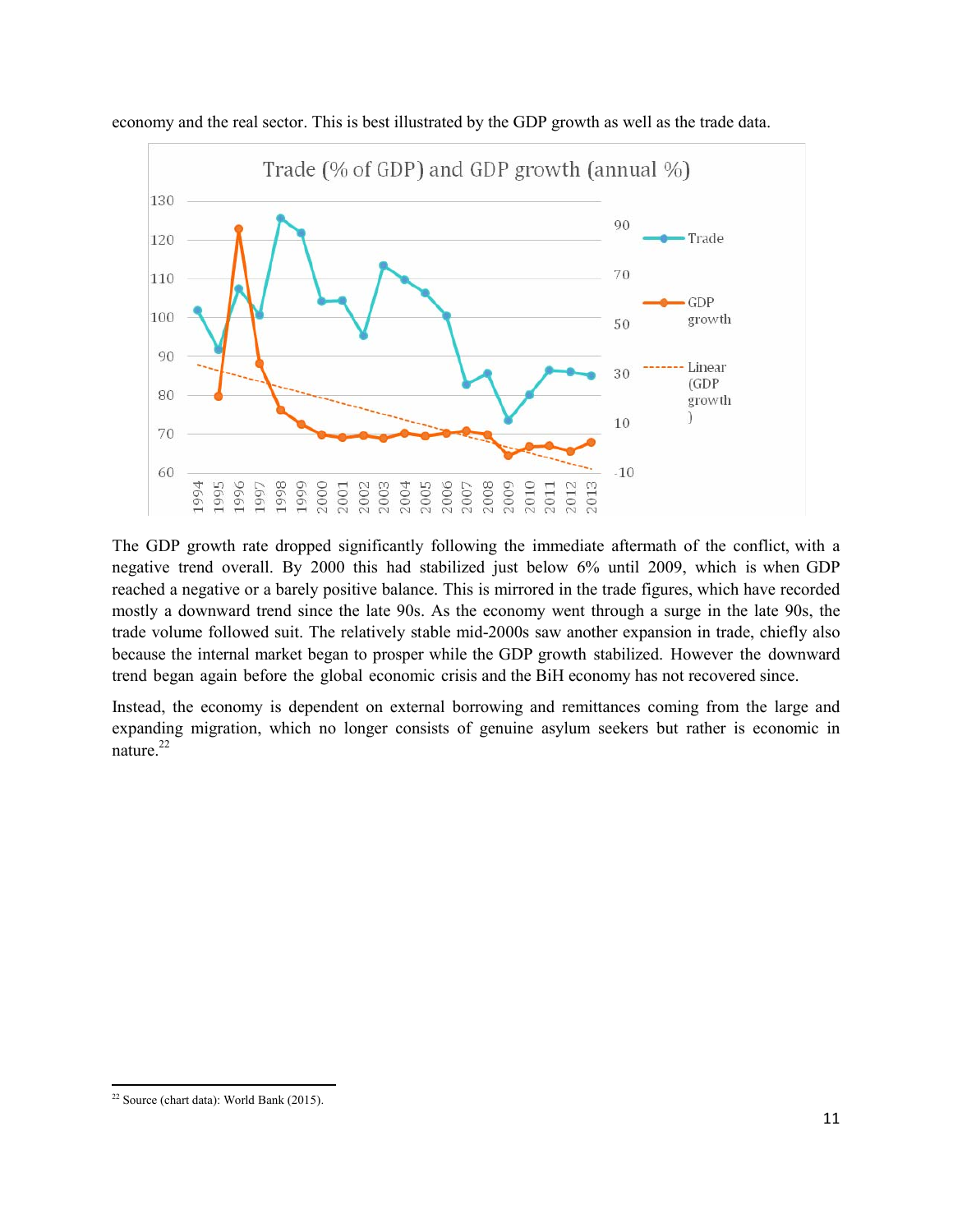economy and the real sector. This is best illustrated by the GDP growth as well as the trade data.

The GDP growth rate dropped significantly following the immediate aftermath of the conflict, with a negative trend overall. By 2000 this had stabilized just below 6% until 2009, which is when GDP reached a negative or a barely positive balance. This is mirrored in the trade figures, which have recorded mostly a downward trend since the late 90s. As the economy went through a surge in the late 90s, the trade volume followed suit. The relatively stable mid-2000s saw another expansion in trade, chiefly also because the internal market began to prosper while the GDP growth stabilized. However the downward trend began again before the global economic crisis and the BiH economy has not recovered since.

Instead, the economy is dependent on external borrowing and remittances coming from the large and expanding migration, which no longer consists of genuine asylum seekers but rather is economic in nature.[22]

[22] Source (chart data): World Bank (2015).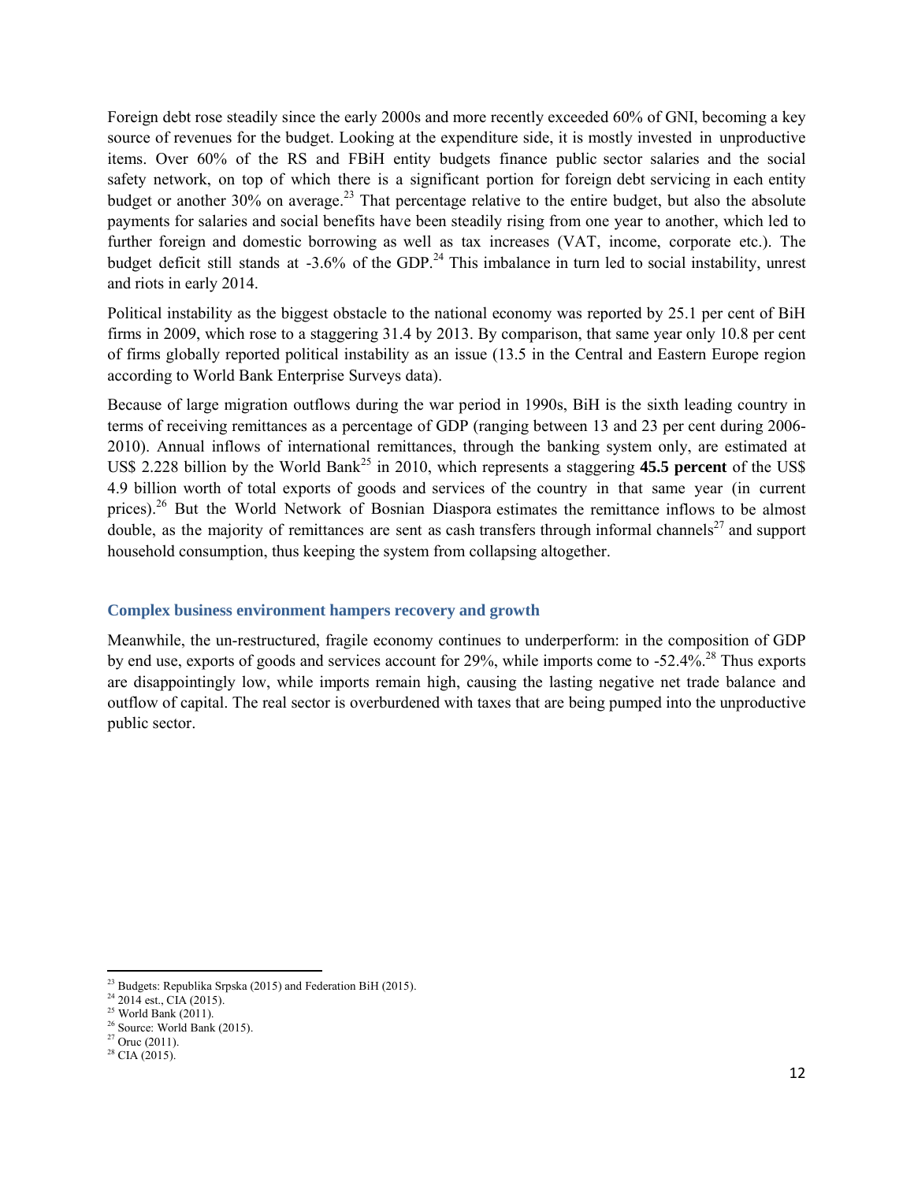Foreign debt rose steadily since the early 2000s and more recently exceeded 60% of GNI, becoming a key source of revenues for the budget. Looking at the expenditure side, it is mostly invested in unproductive items. Over 60% of the RS and FBiH entity budgets finance public sector salaries and the social safety network, on top of which there is a significant portion for foreign debt servicing in each entity budget or another 30% on average.[23] That percentage relative to the entire budget, but also the absolute payments for salaries and social benefits have been steadily rising from one year to another, which led to further foreign and domestic borrowing as well as tax increases (VAT, income, corporate etc.). The budget deficit still stands at -3.6% of the GDP.[24] This imbalance in turn led to social instability, unrest and riots in early 2014.

Political instability as the biggest obstacle to the national economy was reported by 25.1 per cent of BiH firms in 2009, which rose to a staggering 31.4 by 2013. By comparison, that same year only 10.8 per cent of firms globally reported political instability as an issue (13.5 in the Central and Eastern Europe region according to World Bank Enterprise Surveys data).

Because of large migration outflows during the war period in 1990s, BiH is the sixth leading country in terms of receiving remittances as a percentage of GDP (ranging between 13 and 23 per cent during 2006-2010). Annual inflows of international remittances, through the banking system only, are estimated at US$ 2.228 billion by the World Bank[25] in 2010, which represents a staggering **45.5 percent** of the US$ 4.9 billion worth of total exports of goods and services of the country in that same year (in current prices).[26] But the World Network of Bosnian Diaspora estimates the remittance inflows to be almost double, as the majority of remittances are sent as cash transfers through informal channels[27] and support household consumption, thus keeping the system from collapsing altogether.

### Complex business environment hampers recovery and growth

Meanwhile, the un-restructured, fragile economy continues to underperform: in the composition of GDP by end use, exports of goods and services account for 29%, while imports come to -52.4%.[28] Thus exports are disappointingly low, while imports remain high, causing the lasting negative net trade balance and outflow of capital. The real sector is overburdened with taxes that are being pumped into the unproductive public sector.

---

[23] Budgets: Republika Srpska (2015) and Federation BiH (2015).
[24] 2014 est., CIA (2015).
[25] World Bank (2011).
[26] Source: World Bank (2015).
[27] Oruc (2011).
[28] CIA (2015).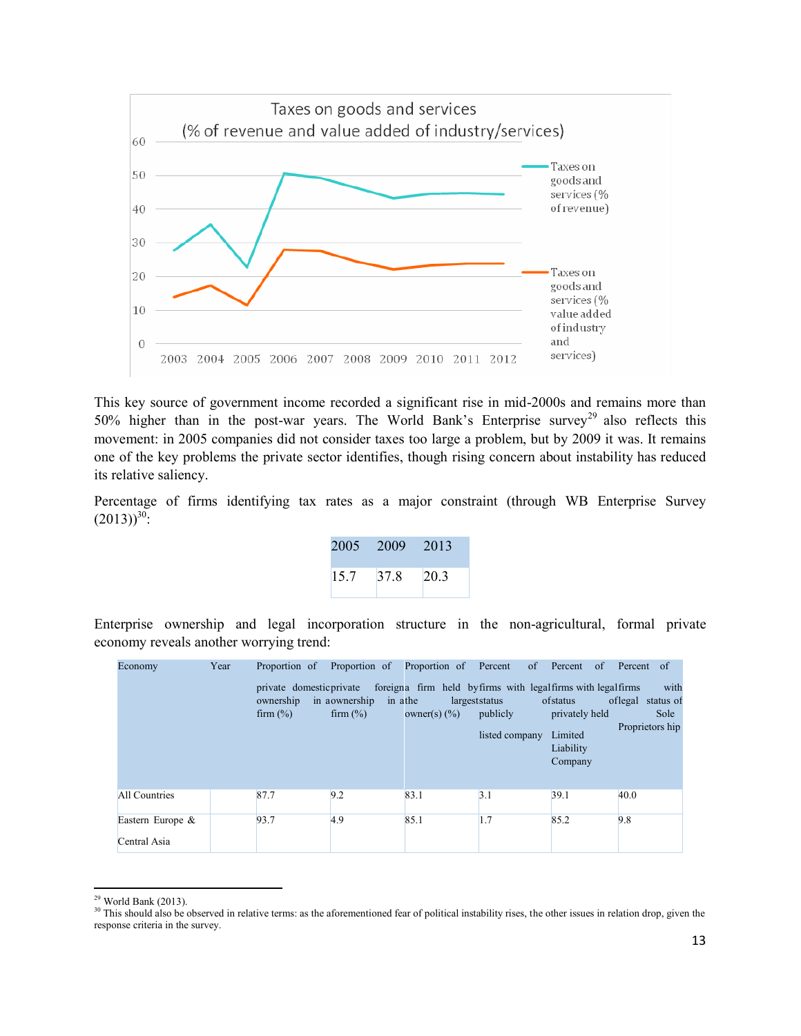Taxes on goods and services
(% of revenue and value added of industry/services)

This key source of government income recorded a significant rise in mid-2000s and remains more than 50% higher than in the post-war years. The World Bank's Enterprise survey[29] also reflects this movement: in 2005 companies did not consider taxes too large a problem, but by 2009 it was. It remains one of the key problems the private sector identifies, though rising concern about instability has reduced its relative saliency.

Percentage of firms identifying tax rates as a major constraint (through WB Enterprise Survey (2013))[30]:

| 2005 | 2009 | 2013 |
|---|---|---|
| 15.7 | 37.8 | 20.3 |

Enterprise ownership and legal incorporation structure in the non-agricultural, formal private economy reveals another worrying trend:

| Economy | Year | Proportion of private domestic ownership in a firm (%) | Proportion of private foreign ownership in a firm (%) | Proportion of firm held by the largest owner(s) (%) | Percent of firms with legal status of publicly listed company | Percent of firms with legal status of privately held Limited Liability Company | Percent of firms with legal status of Sole Proprietors hip |
|---|---|---|---|---|---|---|---|
| All Countries | | 87.7 | 9.2 | 83.1 | 3.1 | 39.1 | 40.0 |
| Eastern Europe & Central Asia | | 93.7 | 4.9 | 85.1 | 1.7 | 85.2 | 9.8 |

[29] World Bank (2013).

[30] This should also be observed in relative terms: as the aforementioned fear of political instability rises, the other issues in relation drop, given the response criteria in the survey.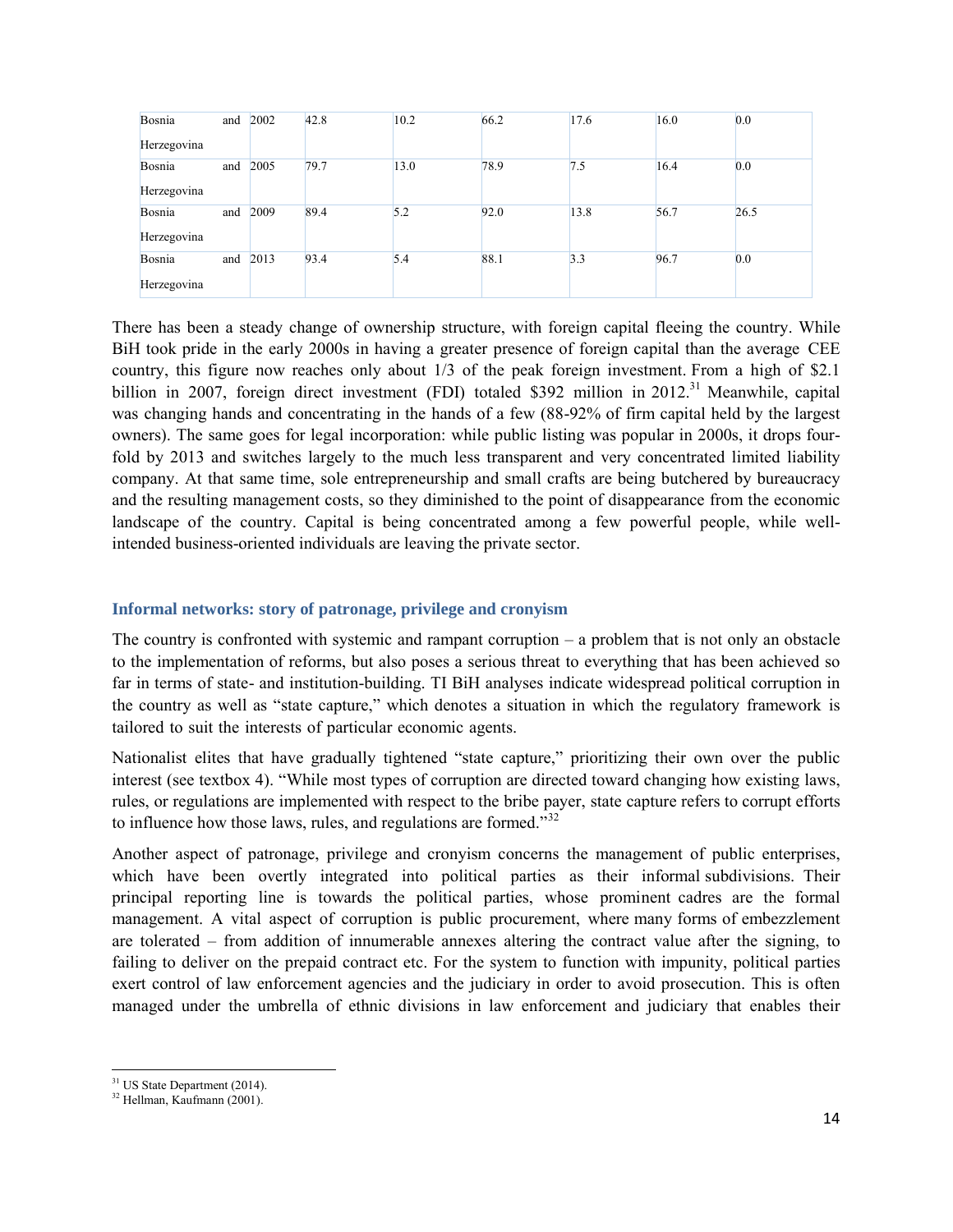| Bosnia and Herzegovina | 2002 | 42.8 | 10.2 | 66.2 | 17.6 | 16.0 | 0.0 |
|---|---|---|---|---|---|---|---|
| Bosnia and Herzegovina | 2005 | 79.7 | 13.0 | 78.9 | 7.5 | 16.4 | 0.0 |
| Bosnia and Herzegovina | 2009 | 89.4 | 5.2 | 92.0 | 13.8 | 56.7 | 26.5 |
| Bosnia and Herzegovina | 2013 | 93.4 | 5.4 | 88.1 | 3.3 | 96.7 | 0.0 |

There has been a steady change of ownership structure, with foreign capital fleeing the country. While BiH took pride in the early 2000s in having a greater presence of foreign capital than the average CEE country, this figure now reaches only about 1/3 of the peak foreign investment. From a high of $2.1 billion in 2007, foreign direct investment (FDI) totaled $392 million in 2012.[31] Meanwhile, capital was changing hands and concentrating in the hands of a few (88-92% of firm capital held by the largest owners). The same goes for legal incorporation: while public listing was popular in 2000s, it drops four-fold by 2013 and switches largely to the much less transparent and very concentrated limited liability company. At that same time, sole entrepreneurship and small crafts are being butchered by bureaucracy and the resulting management costs, so they diminished to the point of disappearance from the economic landscape of the country. Capital is being concentrated among a few powerful people, while well-intended business-oriented individuals are leaving the private sector.

### Informal networks: story of patronage, privilege and cronyism

The country is confronted with systemic and rampant corruption – a problem that is not only an obstacle to the implementation of reforms, but also poses a serious threat to everything that has been achieved so far in terms of state- and institution-building. TI BiH analyses indicate widespread political corruption in the country as well as "state capture," which denotes a situation in which the regulatory framework is tailored to suit the interests of particular economic agents.

Nationalist elites that have gradually tightened "state capture," prioritizing their own over the public interest (see textbox 4). "While most types of corruption are directed toward changing how existing laws, rules, or regulations are implemented with respect to the bribe payer, state capture refers to corrupt efforts to influence how those laws, rules, and regulations are formed."[32]

Another aspect of patronage, privilege and cronyism concerns the management of public enterprises, which have been overtly integrated into political parties as their informal subdivisions. Their principal reporting line is towards the political parties, whose prominent cadres are the formal management. A vital aspect of corruption is public procurement, where many forms of embezzlement are tolerated – from addition of innumerable annexes altering the contract value after the signing, to failing to deliver on the prepaid contract etc. For the system to function with impunity, political parties exert control of law enforcement agencies and the judiciary in order to avoid prosecution. This is often managed under the umbrella of ethnic divisions in law enforcement and judiciary that enables their

[31] US State Department (2014).

[32] Hellman, Kaufmann (2001).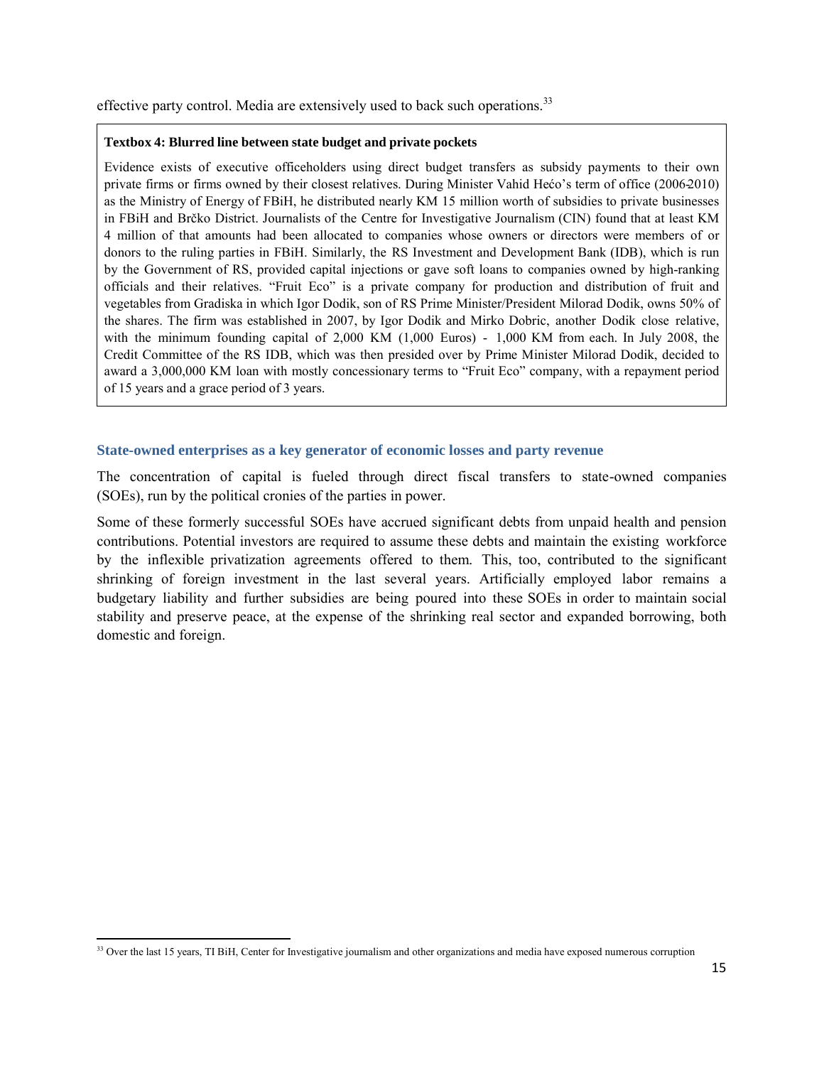effective party control. Media are extensively used to back such operations.[33]

> **Textbox 4: Blurred line between state budget and private pockets**
>
> Evidence exists of executive officeholders using direct budget transfers as subsidy payments to their own private firms or firms owned by their closest relatives. During Minister Vahid Hećo's term of office (2006-2010) as the Ministry of Energy of FBiH, he distributed nearly KM 15 million worth of subsidies to private businesses in FBiH and Brčko District. Journalists of the Centre for Investigative Journalism (CIN) found that at least KM 4 million of that amounts had been allocated to companies whose owners or directors were members of or donors to the ruling parties in FBiH. Similarly, the RS Investment and Development Bank (IDB), which is run by the Government of RS, provided capital injections or gave soft loans to companies owned by high-ranking officials and their relatives. "Fruit Eco" is a private company for production and distribution of fruit and vegetables from Gradiska in which Igor Dodik, son of RS Prime Minister/President Milorad Dodik, owns 50% of the shares. The firm was established in 2007, by Igor Dodik and Mirko Dobric, another Dodik close relative, with the minimum founding capital of 2,000 KM (1,000 Euros) - 1,000 KM from each. In July 2008, the Credit Committee of the RS IDB, which was then presided over by Prime Minister Milorad Dodik, decided to award a 3,000,000 KM loan with mostly concessionary terms to "Fruit Eco" company, with a repayment period of 15 years and a grace period of 3 years.

### State-owned enterprises as a key generator of economic losses and party revenue

The concentration of capital is fueled through direct fiscal transfers to state-owned companies (SOEs), run by the political cronies of the parties in power.

Some of these formerly successful SOEs have accrued significant debts from unpaid health and pension contributions. Potential investors are required to assume these debts and maintain the existing workforce by the inflexible privatization agreements offered to them. This, too, contributed to the significant shrinking of foreign investment in the last several years. Artificially employed labor remains a budgetary liability and further subsidies are being poured into these SOEs in order to maintain social stability and preserve peace, at the expense of the shrinking real sector and expanded borrowing, both domestic and foreign.

[33] Over the last 15 years, TI BiH, Center for Investigative journalism and other organizations and media have exposed numerous corruption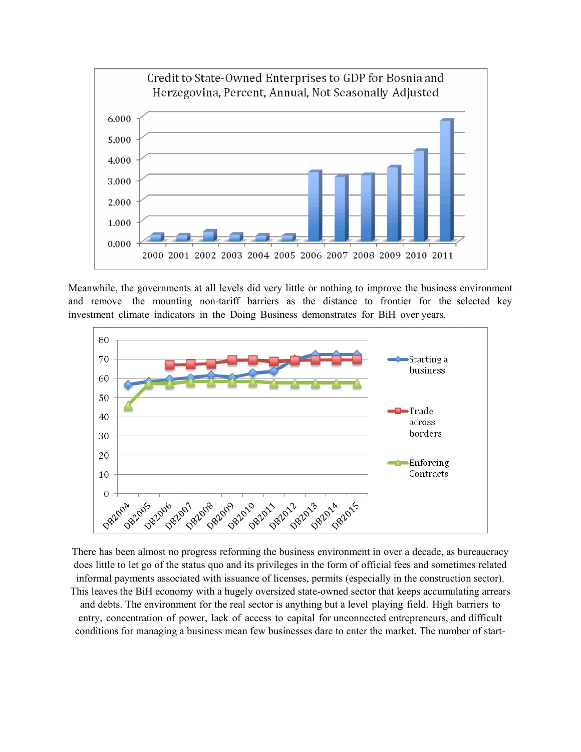Meanwhile, the governments at all levels did very little or nothing to improve the business environment and remove the mounting non-tariff barriers as the distance to frontier for the selected key investment climate indicators in the Doing Business demonstrates for BiH over years.

There has been almost no progress reforming the business environment in over a decade, as bureaucracy does little to let go of the status quo and its privileges in the form of official fees and sometimes related informal payments associated with issuance of licenses, permits (especially in the construction sector). This leaves the BiH economy with a hugely oversized state-owned sector that keeps accumulating arrears and debts. The environment for the real sector is anything but a level playing field. High barriers to entry, concentration of power, lack of access to capital for unconnected entrepreneurs, and difficult conditions for managing a business mean few businesses dare to enter the market. The number of start-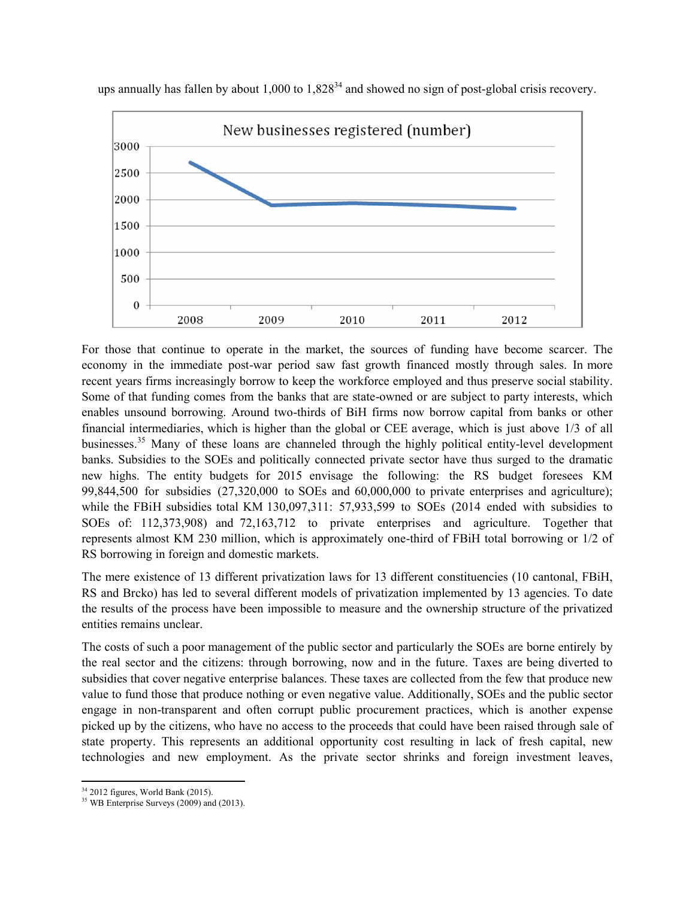ups annually has fallen by about 1,000 to 1,828[34] and showed no sign of post-global crisis recovery.

For those that continue to operate in the market, the sources of funding have become scarcer. The economy in the immediate post-war period saw fast growth financed mostly through sales. In more recent years firms increasingly borrow to keep the workforce employed and thus preserve social stability. Some of that funding comes from the banks that are state-owned or are subject to party interests, which enables unsound borrowing. Around two-thirds of BiH firms now borrow capital from banks or other financial intermediaries, which is higher than the global or CEE average, which is just above 1/3 of all businesses.[35] Many of these loans are channeled through the highly political entity-level development banks. Subsidies to the SOEs and politically connected private sector have thus surged to the dramatic new highs. The entity budgets for 2015 envisage the following: the RS budget foresees KM 99,844,500 for subsidies (27,320,000 to SOEs and 60,000,000 to private enterprises and agriculture); while the FBiH subsidies total KM 130,097,311: 57,933,599 to SOEs (2014 ended with subsidies to SOEs of: 112,373,908) and 72,163,712 to private enterprises and agriculture. Together that represents almost KM 230 million, which is approximately one-third of FBiH total borrowing or 1/2 of RS borrowing in foreign and domestic markets.

The mere existence of 13 different privatization laws for 13 different constituencies (10 cantonal, FBiH, RS and Brcko) has led to several different models of privatization implemented by 13 agencies. To date the results of the process have been impossible to measure and the ownership structure of the privatized entities remains unclear.

The costs of such a poor management of the public sector and particularly the SOEs are borne entirely by the real sector and the citizens: through borrowing, now and in the future. Taxes are being diverted to subsidies that cover negative enterprise balances. These taxes are collected from the few that produce new value to fund those that produce nothing or even negative value. Additionally, SOEs and the public sector engage in non-transparent and often corrupt public procurement practices, which is another expense picked up by the citizens, who have no access to the proceeds that could have been raised through sale of state property. This represents an additional opportunity cost resulting in lack of fresh capital, new technologies and new employment. As the private sector shrinks and foreign investment leaves,

[34] 2012 figures, World Bank (2015).

[35] WB Enterprise Surveys (2009) and (2013).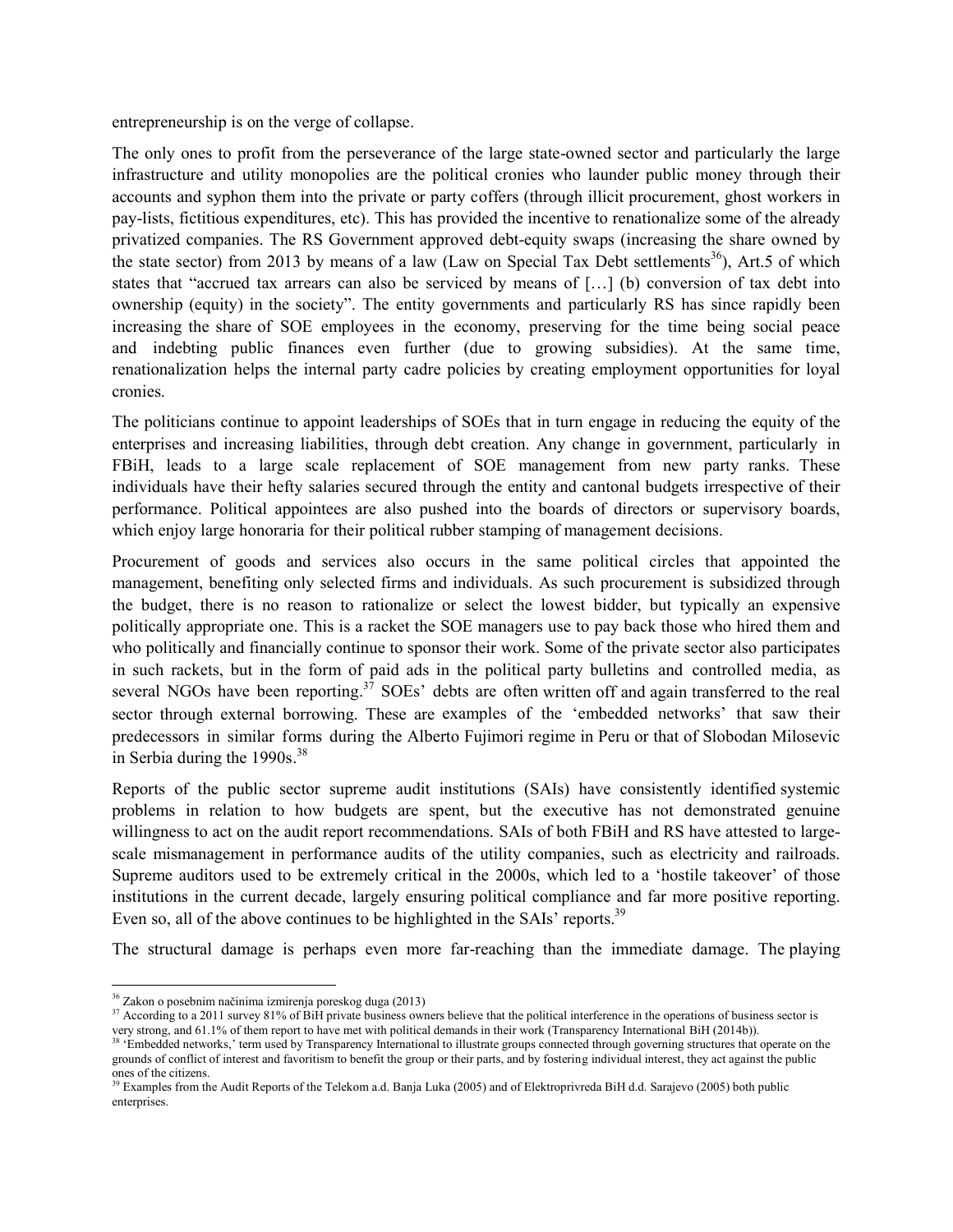entrepreneurship is on the verge of collapse.

The only ones to profit from the perseverance of the large state-owned sector and particularly the large infrastructure and utility monopolies are the political cronies who launder public money through their accounts and syphon them into the private or party coffers (through illicit procurement, ghost workers in pay-lists, fictitious expenditures, etc). This has provided the incentive to renationalize some of the already privatized companies. The RS Government approved debt-equity swaps (increasing the share owned by the state sector) from 2013 by means of a law (Law on Special Tax Debt settlements[36]), Art.5 of which states that "accrued tax arrears can also be serviced by means of […] (b) conversion of tax debt into ownership (equity) in the society". The entity governments and particularly RS has since rapidly been increasing the share of SOE employees in the economy, preserving for the time being social peace and indebting public finances even further (due to growing subsidies). At the same time, renationalization helps the internal party cadre policies by creating employment opportunities for loyal cronies.

The politicians continue to appoint leaderships of SOEs that in turn engage in reducing the equity of the enterprises and increasing liabilities, through debt creation. Any change in government, particularly in FBiH, leads to a large scale replacement of SOE management from new party ranks. These individuals have their hefty salaries secured through the entity and cantonal budgets irrespective of their performance. Political appointees are also pushed into the boards of directors or supervisory boards, which enjoy large honoraria for their political rubber stamping of management decisions.

Procurement of goods and services also occurs in the same political circles that appointed the management, benefiting only selected firms and individuals. As such procurement is subsidized through the budget, there is no reason to rationalize or select the lowest bidder, but typically an expensive politically appropriate one. This is a racket the SOE managers use to pay back those who hired them and who politically and financially continue to sponsor their work. Some of the private sector also participates in such rackets, but in the form of paid ads in the political party bulletins and controlled media, as several NGOs have been reporting.[37] SOEs' debts are often written off and again transferred to the real sector through external borrowing. These are examples of the 'embedded networks' that saw their predecessors in similar forms during the Alberto Fujimori regime in Peru or that of Slobodan Milosevic in Serbia during the 1990s.[38]

Reports of the public sector supreme audit institutions (SAIs) have consistently identified systemic problems in relation to how budgets are spent, but the executive has not demonstrated genuine willingness to act on the audit report recommendations. SAIs of both FBiH and RS have attested to large-scale mismanagement in performance audits of the utility companies, such as electricity and railroads. Supreme auditors used to be extremely critical in the 2000s, which led to a 'hostile takeover' of those institutions in the current decade, largely ensuring political compliance and far more positive reporting. Even so, all of the above continues to be highlighted in the SAIs' reports.[39]

The structural damage is perhaps even more far-reaching than the immediate damage. The playing

---

[36] Zakon o posebnim načinima izmirenja poreskog duga (2013)

[37] According to a 2011 survey 81% of BiH private business owners believe that the political interference in the operations of business sector is very strong, and 61.1% of them report to have met with political demands in their work (Transparency International BiH (2014b)).

[38] 'Embedded networks,' term used by Transparency International to illustrate groups connected through governing structures that operate on the grounds of conflict of interest and favoritism to benefit the group or their parts, and by fostering individual interest, they act against the public ones of the citizens.

[39] Examples from the Audit Reports of the Telekom a.d. Banja Luka (2005) and of Elektroprivreda BiH d.d. Sarajevo (2005) both public enterprises.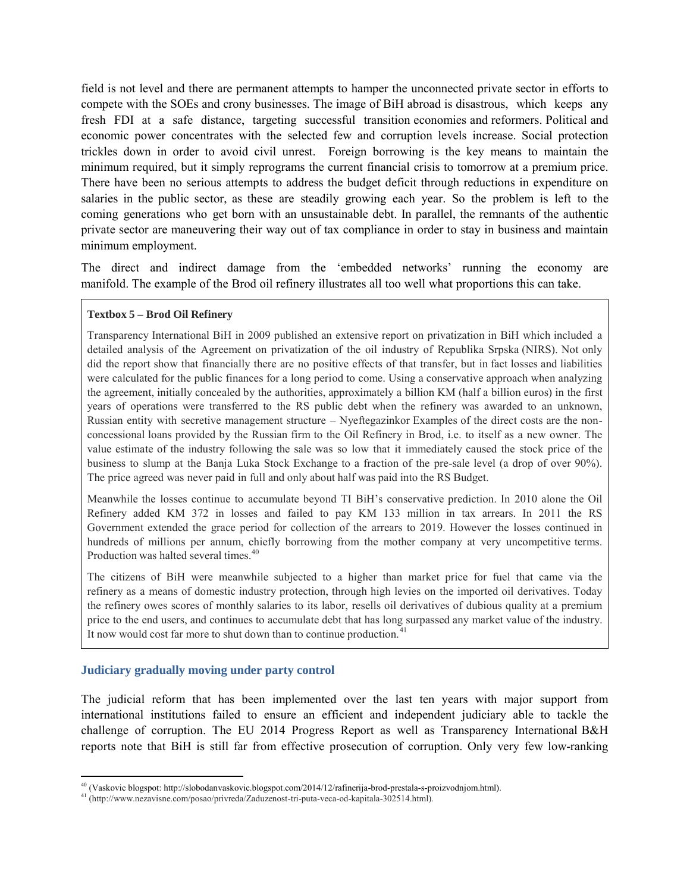field is not level and there are permanent attempts to hamper the unconnected private sector in efforts to compete with the SOEs and crony businesses. The image of BiH abroad is disastrous, which keeps any fresh FDI at a safe distance, targeting successful transition economies and reformers. Political and economic power concentrates with the selected few and corruption levels increase. Social protection trickles down in order to avoid civil unrest. Foreign borrowing is the key means to maintain the minimum required, but it simply reprograms the current financial crisis to tomorrow at a premium price. There have been no serious attempts to address the budget deficit through reductions in expenditure on salaries in the public sector, as these are steadily growing each year. So the problem is left to the coming generations who get born with an unsustainable debt. In parallel, the remnants of the authentic private sector are maneuvering their way out of tax compliance in order to stay in business and maintain minimum employment.

The direct and indirect damage from the 'embedded networks' running the economy are manifold. The example of the Brod oil refinery illustrates all too well what proportions this can take.

> **Textbox 5 – Brod Oil Refinery**
>
> Transparency International BiH in 2009 published an extensive report on privatization in BiH which included a detailed analysis of the Agreement on privatization of the oil industry of Republika Srpska (NIRS). Not only did the report show that financially there are no positive effects of that transfer, but in fact losses and liabilities were calculated for the public finances for a long period to come. Using a conservative approach when analyzing the agreement, initially concealed by the authorities, approximately a billion KM (half a billion euros) in the first years of operations were transferred to the RS public debt when the refinery was awarded to an unknown, Russian entity with secretive management structure – Nyeftegazinkor Examples of the direct costs are the non-concessional loans provided by the Russian firm to the Oil Refinery in Brod, i.e. to itself as a new owner. The value estimate of the industry following the sale was so low that it immediately caused the stock price of the business to slump at the Banja Luka Stock Exchange to a fraction of the pre-sale level (a drop of over 90%). The price agreed was never paid in full and only about half was paid into the RS Budget.
>
> Meanwhile the losses continue to accumulate beyond TI BiH's conservative prediction. In 2010 alone the Oil Refinery added KM 372 in losses and failed to pay KM 133 million in tax arrears. In 2011 the RS Government extended the grace period for collection of the arrears to 2019. However the losses continued in hundreds of millions per annum, chiefly borrowing from the mother company at very uncompetitive terms. Production was halted several times.[40]
>
> The citizens of BiH were meanwhile subjected to a higher than market price for fuel that came via the refinery as a means of domestic industry protection, through high levies on the imported oil derivatives. Today the refinery owes scores of monthly salaries to its labor, resells oil derivatives of dubious quality at a premium price to the end users, and continues to accumulate debt that has long surpassed any market value of the industry. It now would cost far more to shut down than to continue production.[41]

### Judiciary gradually moving under party control

The judicial reform that has been implemented over the last ten years with major support from international institutions failed to ensure an efficient and independent judiciary able to tackle the challenge of corruption. The EU 2014 Progress Report as well as Transparency International B&H reports note that BiH is still far from effective prosecution of corruption. Only very few low-ranking

---

[40] (Vaskovic blogspot: http://slobodanvaskovic.blogspot.com/2014/12/rafinerija-brod-prestala-s-proizvodnjom.html).

[41] (http://www.nezavisne.com/posao/privreda/Zaduzenost-tri-puta-veca-od-kapitala-302514.html).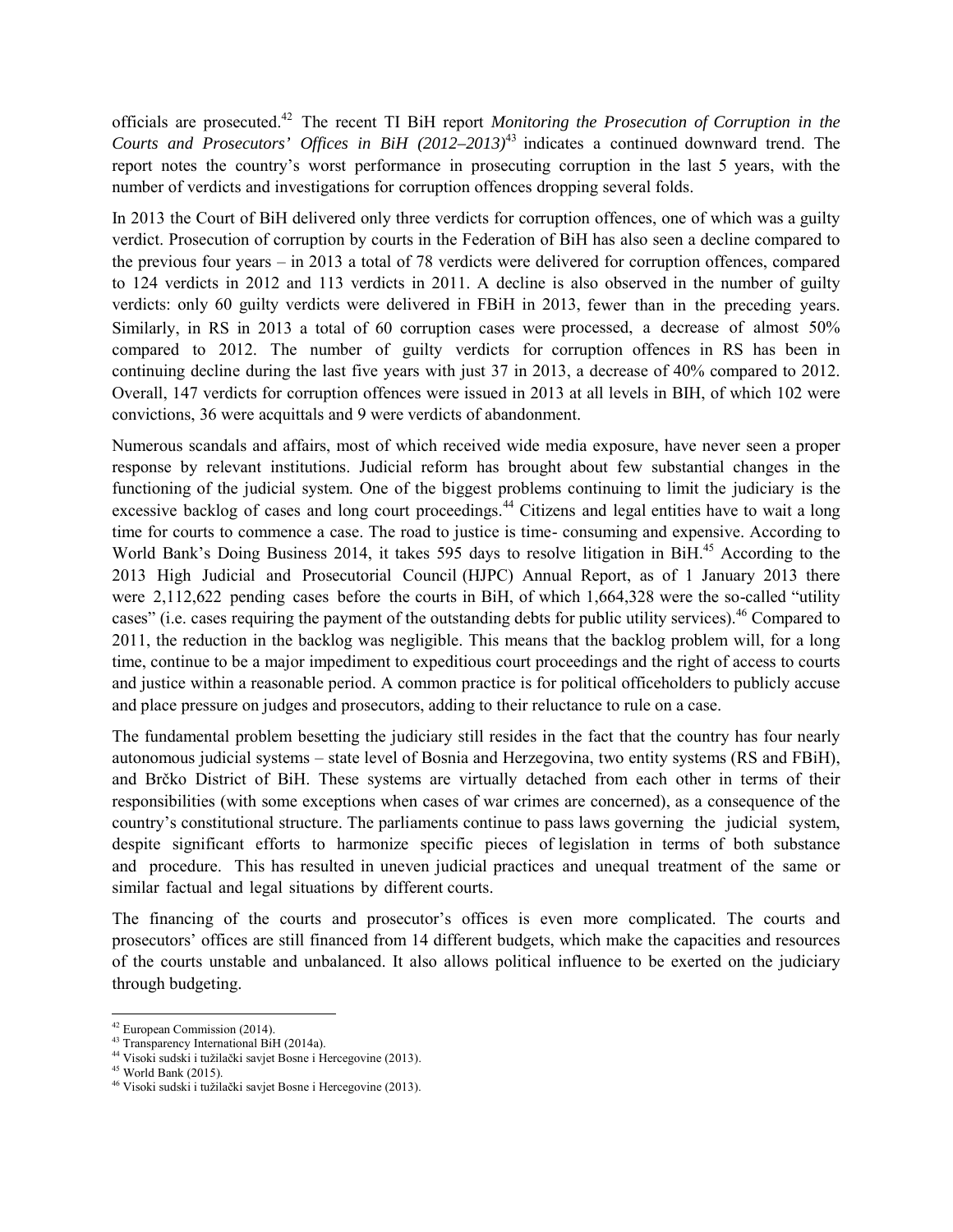officials are prosecuted.[42] The recent TI BiH report *Monitoring the Prosecution of Corruption in the Courts and Prosecutors' Offices in BiH (2012–2013)*[43] indicates a continued downward trend. The report notes the country's worst performance in prosecuting corruption in the last 5 years, with the number of verdicts and investigations for corruption offences dropping several folds.

In 2013 the Court of BiH delivered only three verdicts for corruption offences, one of which was a guilty verdict. Prosecution of corruption by courts in the Federation of BiH has also seen a decline compared to the previous four years – in 2013 a total of 78 verdicts were delivered for corruption offences, compared to 124 verdicts in 2012 and 113 verdicts in 2011. A decline is also observed in the number of guilty verdicts: only 60 guilty verdicts were delivered in FBiH in 2013, fewer than in the preceding years. Similarly, in RS in 2013 a total of 60 corruption cases were processed, a decrease of almost 50% compared to 2012. The number of guilty verdicts for corruption offences in RS has been in continuing decline during the last five years with just 37 in 2013, a decrease of 40% compared to 2012. Overall, 147 verdicts for corruption offences were issued in 2013 at all levels in BIH, of which 102 were convictions, 36 were acquittals and 9 were verdicts of abandonment.

Numerous scandals and affairs, most of which received wide media exposure, have never seen a proper response by relevant institutions. Judicial reform has brought about few substantial changes in the functioning of the judicial system. One of the biggest problems continuing to limit the judiciary is the excessive backlog of cases and long court proceedings.[44] Citizens and legal entities have to wait a long time for courts to commence a case. The road to justice is time- consuming and expensive. According to World Bank's Doing Business 2014, it takes 595 days to resolve litigation in BiH.[45] According to the 2013 High Judicial and Prosecutorial Council (HJPC) Annual Report, as of 1 January 2013 there were 2,112,622 pending cases before the courts in BiH, of which 1,664,328 were the so-called "utility cases" (i.e. cases requiring the payment of the outstanding debts for public utility services).[46] Compared to 2011, the reduction in the backlog was negligible. This means that the backlog problem will, for a long time, continue to be a major impediment to expeditious court proceedings and the right of access to courts and justice within a reasonable period. A common practice is for political officeholders to publicly accuse and place pressure on judges and prosecutors, adding to their reluctance to rule on a case.

The fundamental problem besetting the judiciary still resides in the fact that the country has four nearly autonomous judicial systems – state level of Bosnia and Herzegovina, two entity systems (RS and FBiH), and Brčko District of BiH. These systems are virtually detached from each other in terms of their responsibilities (with some exceptions when cases of war crimes are concerned), as a consequence of the country's constitutional structure. The parliaments continue to pass laws governing the judicial system, despite significant efforts to harmonize specific pieces of legislation in terms of both substance and procedure. This has resulted in uneven judicial practices and unequal treatment of the same or similar factual and legal situations by different courts.

The financing of the courts and prosecutor's offices is even more complicated. The courts and prosecutors' offices are still financed from 14 different budgets, which make the capacities and resources of the courts unstable and unbalanced. It also allows political influence to be exerted on the judiciary through budgeting.

---

[42] European Commission (2014).
[43] Transparency International BiH (2014a).
[44] Visoki sudski i tužilački savjet Bosne i Hercegovine (2013).
[45] World Bank (2015).
[46] Visoki sudski i tužilački savjet Bosne i Hercegovine (2013).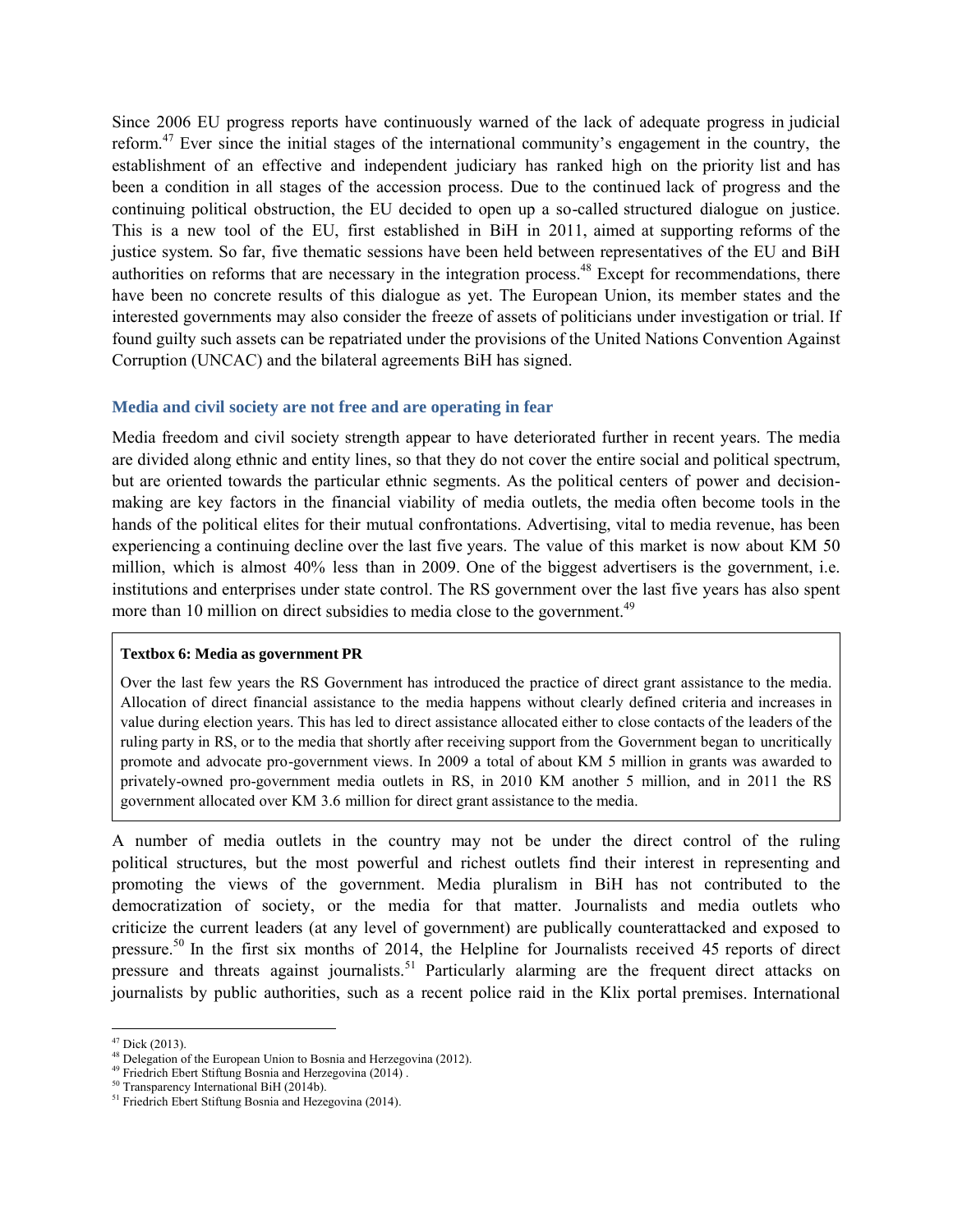Since 2006 EU progress reports have continuously warned of the lack of adequate progress in judicial reform.[47] Ever since the initial stages of the international community's engagement in the country, the establishment of an effective and independent judiciary has ranked high on the priority list and has been a condition in all stages of the accession process. Due to the continued lack of progress and the continuing political obstruction, the EU decided to open up a so-called structured dialogue on justice. This is a new tool of the EU, first established in BiH in 2011, aimed at supporting reforms of the justice system. So far, five thematic sessions have been held between representatives of the EU and BiH authorities on reforms that are necessary in the integration process.[48] Except for recommendations, there have been no concrete results of this dialogue as yet. The European Union, its member states and the interested governments may also consider the freeze of assets of politicians under investigation or trial. If found guilty such assets can be repatriated under the provisions of the United Nations Convention Against Corruption (UNCAC) and the bilateral agreements BiH has signed.

### Media and civil society are not free and are operating in fear

Media freedom and civil society strength appear to have deteriorated further in recent years. The media are divided along ethnic and entity lines, so that they do not cover the entire social and political spectrum, but are oriented towards the particular ethnic segments. As the political centers of power and decision-making are key factors in the financial viability of media outlets, the media often become tools in the hands of the political elites for their mutual confrontations. Advertising, vital to media revenue, has been experiencing a continuing decline over the last five years. The value of this market is now about KM 50 million, which is almost 40% less than in 2009. One of the biggest advertisers is the government, i.e. institutions and enterprises under state control. The RS government over the last five years has also spent more than 10 million on direct subsidies to media close to the government.[49]

> **Textbox 6: Media as government PR**
>
> Over the last few years the RS Government has introduced the practice of direct grant assistance to the media. Allocation of direct financial assistance to the media happens without clearly defined criteria and increases in value during election years. This has led to direct assistance allocated either to close contacts of the leaders of the ruling party in RS, or to the media that shortly after receiving support from the Government began to uncritically promote and advocate pro-government views. In 2009 a total of about KM 5 million in grants was awarded to privately-owned pro-government media outlets in RS, in 2010 KM another 5 million, and in 2011 the RS government allocated over KM 3.6 million for direct grant assistance to the media.

A number of media outlets in the country may not be under the direct control of the ruling political structures, but the most powerful and richest outlets find their interest in representing and promoting the views of the government. Media pluralism in BiH has not contributed to the democratization of society, or the media for that matter. Journalists and media outlets who criticize the current leaders (at any level of government) are publically counterattacked and exposed to pressure.[50] In the first six months of 2014, the Helpline for Journalists received 45 reports of direct pressure and threats against journalists.[51] Particularly alarming are the frequent direct attacks on journalists by public authorities, such as a recent police raid in the Klix portal premises. International

---

[47] Dick (2013).

[48] Delegation of the European Union to Bosnia and Herzegovina (2012).

[49] Friedrich Ebert Stiftung Bosnia and Herzegovina (2014) .

[50] Transparency International BiH (2014b).

[51] Friedrich Ebert Stiftung Bosnia and Hezegovina (2014).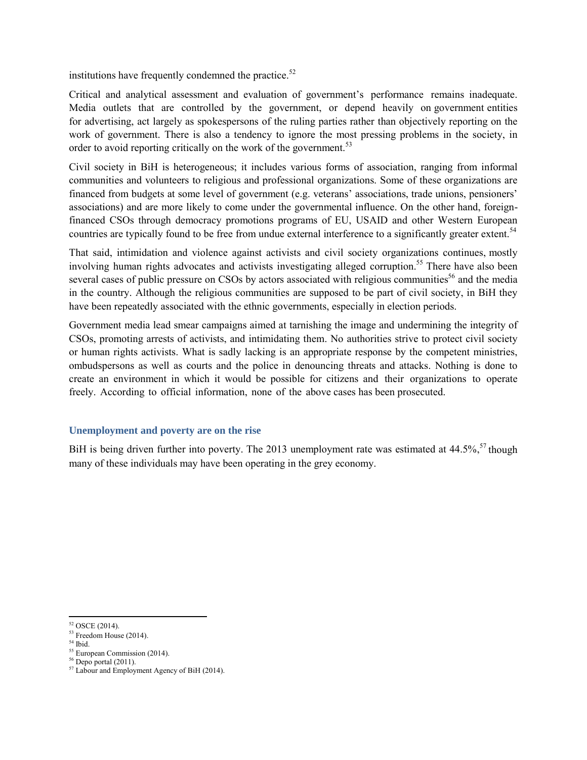institutions have frequently condemned the practice.[52]

Critical and analytical assessment and evaluation of government's performance remains inadequate. Media outlets that are controlled by the government, or depend heavily on government entities for advertising, act largely as spokespersons of the ruling parties rather than objectively reporting on the work of government. There is also a tendency to ignore the most pressing problems in the society, in order to avoid reporting critically on the work of the government.[53]

Civil society in BiH is heterogeneous; it includes various forms of association, ranging from informal communities and volunteers to religious and professional organizations. Some of these organizations are financed from budgets at some level of government (e.g. veterans' associations, trade unions, pensioners' associations) and are more likely to come under the governmental influence. On the other hand, foreign-financed CSOs through democracy promotions programs of EU, USAID and other Western European countries are typically found to be free from undue external interference to a significantly greater extent.[54]

That said, intimidation and violence against activists and civil society organizations continues, mostly involving human rights advocates and activists investigating alleged corruption.[55] There have also been several cases of public pressure on CSOs by actors associated with religious communities[56] and the media in the country. Although the religious communities are supposed to be part of civil society, in BiH they have been repeatedly associated with the ethnic governments, especially in election periods.

Government media lead smear campaigns aimed at tarnishing the image and undermining the integrity of CSOs, promoting arrests of activists, and intimidating them. No authorities strive to protect civil society or human rights activists. What is sadly lacking is an appropriate response by the competent ministries, ombudspersons as well as courts and the police in denouncing threats and attacks. Nothing is done to create an environment in which it would be possible for citizens and their organizations to operate freely. According to official information, none of the above cases has been prosecuted.

### Unemployment and poverty are on the rise

BiH is being driven further into poverty. The 2013 unemployment rate was estimated at 44.5%,[57] though many of these individuals may have been operating in the grey economy.

---

[52] OSCE (2014).
[53] Freedom House (2014).
[54] Ibid.
[55] European Commission (2014).
[56] Depo portal (2011).
[57] Labour and Employment Agency of BiH (2014).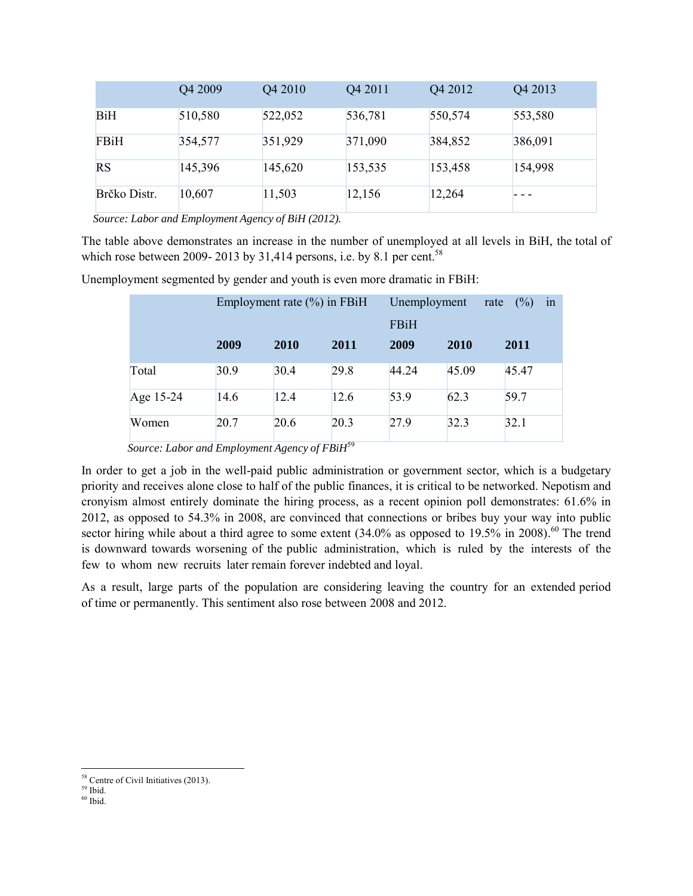| | Q4 2009 | Q4 2010 | Q4 2011 | Q4 2012 | Q4 2013 |
|---|---|---|---|---|---|
| BiH | 510,580 | 522,052 | 536,781 | 550,574 | 553,580 |
| FBiH | 354,577 | 351,929 | 371,090 | 384,852 | 386,091 |
| RS | 145,396 | 145,620 | 153,535 | 153,458 | 154,998 |
| Brčko Distr. | 10,607 | 11,503 | 12,156 | 12,264 | - - - |

*Source: Labor and Employment Agency of BiH (2012).*

The table above demonstrates an increase in the number of unemployed at all levels in BiH, the total of which rose between 2009- 2013 by 31,414 persons, i.e. by 8.1 per cent.[58]

Unemployment segmented by gender and youth is even more dramatic in FBiH:

| | Employment rate (%) in FBiH | | | Unemployment rate (%) in FBiH | | |
|---|---|---|---|---|---|---|
| | **2009** | **2010** | **2011** | **2009** | **2010** | **2011** |
| Total | 30.9 | 30.4 | 29.8 | 44.24 | 45.09 | 45.47 |
| Age 15-24 | 14.6 | 12.4 | 12.6 | 53.9 | 62.3 | 59.7 |
| Women | 20.7 | 20.6 | 20.3 | 27.9 | 32.3 | 32.1 |

*Source: Labor and Employment Agency of FBiH*[59]

In order to get a job in the well-paid public administration or government sector, which is a budgetary priority and receives alone close to half of the public finances, it is critical to be networked. Nepotism and cronyism almost entirely dominate the hiring process, as a recent opinion poll demonstrates: 61.6% in 2012, as opposed to 54.3% in 2008, are convinced that connections or bribes buy your way into public sector hiring while about a third agree to some extent (34.0% as opposed to 19.5% in 2008).[60] The trend is downward towards worsening of the public administration, which is ruled by the interests of the few to whom new recruits later remain forever indebted and loyal.

As a result, large parts of the population are considering leaving the country for an extended period of time or permanently. This sentiment also rose between 2008 and 2012.

---

[58] Centre of Civil Initiatives (2013).

[59] Ibid.

[60] Ibid.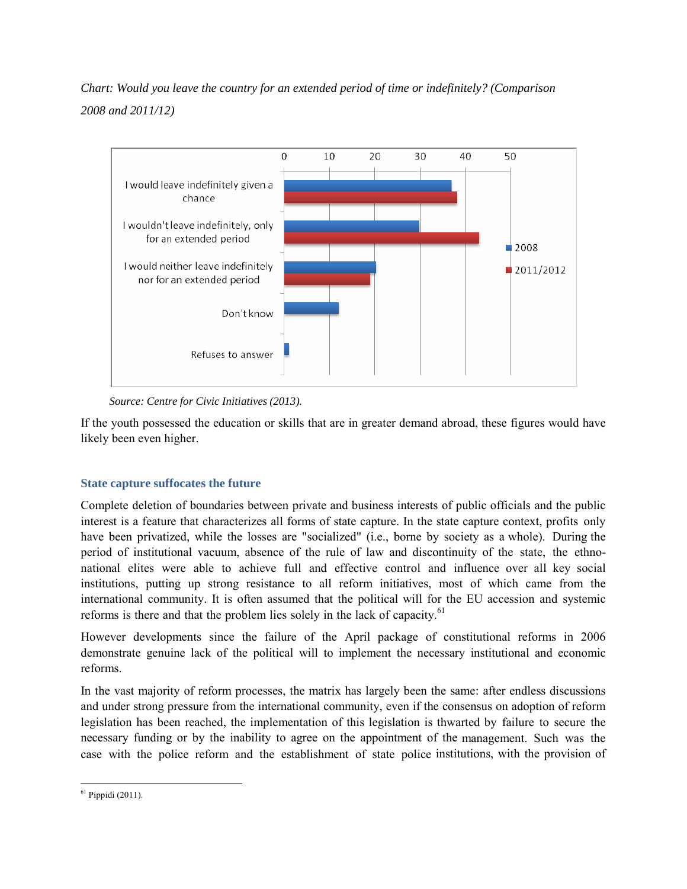*Chart: Would you leave the country for an extended period of time or indefinitely? (Comparison 2008 and 2011/12)*

*Source: Centre for Civic Initiatives (2013).*

If the youth possessed the education or skills that are in greater demand abroad, these figures would have likely been even higher.

## State capture suffocates the future

Complete deletion of boundaries between private and business interests of public officials and the public interest is a feature that characterizes all forms of state capture. In the state capture context, profits only have been privatized, while the losses are "socialized" (i.e., borne by society as a whole). During the period of institutional vacuum, absence of the rule of law and discontinuity of the state, the ethno-national elites were able to achieve full and effective control and influence over all key social institutions, putting up strong resistance to all reform initiatives, most of which came from the international community. It is often assumed that the political will for the EU accession and systemic reforms is there and that the problem lies solely in the lack of capacity.[61]

However developments since the failure of the April package of constitutional reforms in 2006 demonstrate genuine lack of the political will to implement the necessary institutional and economic reforms.

In the vast majority of reform processes, the matrix has largely been the same: after endless discussions and under strong pressure from the international community, even if the consensus on adoption of reform legislation has been reached, the implementation of this legislation is thwarted by failure to secure the necessary funding or by the inability to agree on the appointment of the management. Such was the case with the police reform and the establishment of state police institutions, with the provision of

---

[61] Pippidi (2011).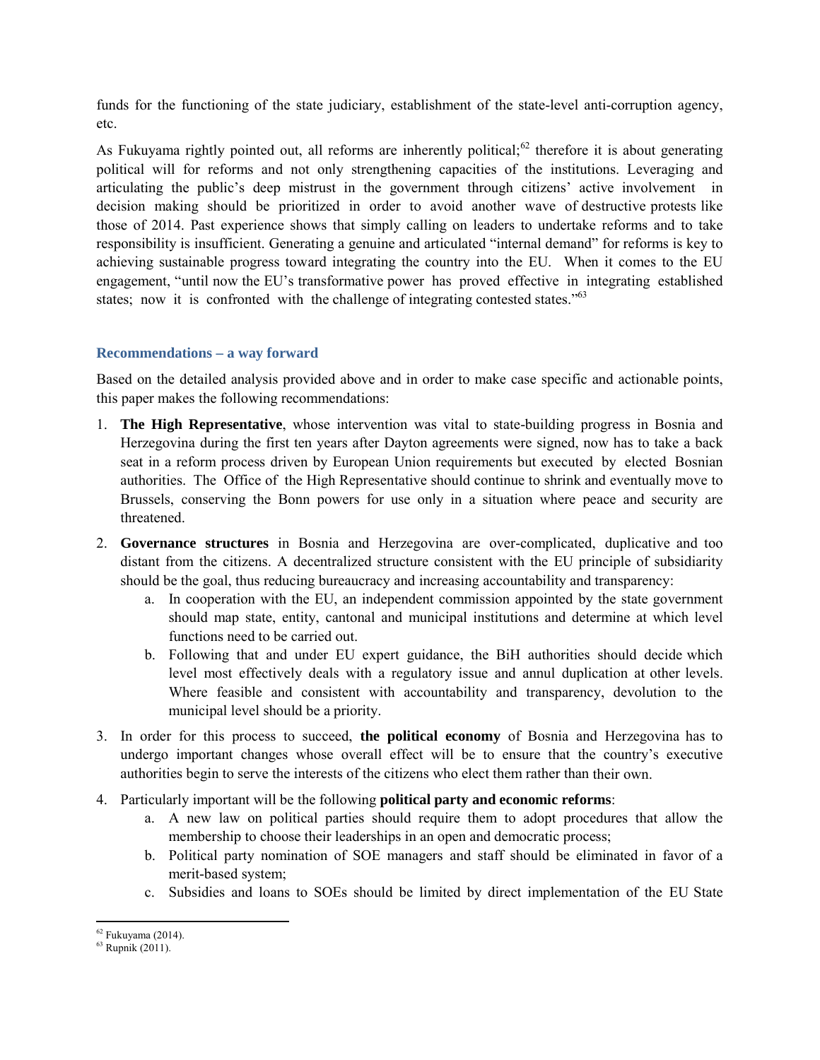funds for the functioning of the state judiciary, establishment of the state-level anti-corruption agency, etc.

As Fukuyama rightly pointed out, all reforms are inherently political;[62] therefore it is about generating political will for reforms and not only strengthening capacities of the institutions. Leveraging and articulating the public's deep mistrust in the government through citizens' active involvement in decision making should be prioritized in order to avoid another wave of destructive protests like those of 2014. Past experience shows that simply calling on leaders to undertake reforms and to take responsibility is insufficient. Generating a genuine and articulated "internal demand" for reforms is key to achieving sustainable progress toward integrating the country into the EU. When it comes to the EU engagement, "until now the EU's transformative power has proved effective in integrating established states; now it is confronted with the challenge of integrating contested states."[63]

### Recommendations – a way forward

Based on the detailed analysis provided above and in order to make case specific and actionable points, this paper makes the following recommendations:

1. **The High Representative**, whose intervention was vital to state-building progress in Bosnia and Herzegovina during the first ten years after Dayton agreements were signed, now has to take a back seat in a reform process driven by European Union requirements but executed by elected Bosnian authorities. The Office of the High Representative should continue to shrink and eventually move to Brussels, conserving the Bonn powers for use only in a situation where peace and security are threatened.
2. **Governance structures** in Bosnia and Herzegovina are over-complicated, duplicative and too distant from the citizens. A decentralized structure consistent with the EU principle of subsidiarity should be the goal, thus reducing bureaucracy and increasing accountability and transparency:
   a. In cooperation with the EU, an independent commission appointed by the state government should map state, entity, cantonal and municipal institutions and determine at which level functions need to be carried out.
   b. Following that and under EU expert guidance, the BiH authorities should decide which level most effectively deals with a regulatory issue and annul duplication at other levels. Where feasible and consistent with accountability and transparency, devolution to the municipal level should be a priority.
3. In order for this process to succeed, **the political economy** of Bosnia and Herzegovina has to undergo important changes whose overall effect will be to ensure that the country's executive authorities begin to serve the interests of the citizens who elect them rather than their own.
4. Particularly important will be the following **political party and economic reforms**:
   a. A new law on political parties should require them to adopt procedures that allow the membership to choose their leaderships in an open and democratic process;
   b. Political party nomination of SOE managers and staff should be eliminated in favor of a merit-based system;
   c. Subsidies and loans to SOEs should be limited by direct implementation of the EU State

---

[62] Fukuyama (2014).

[63] Rupnik (2011).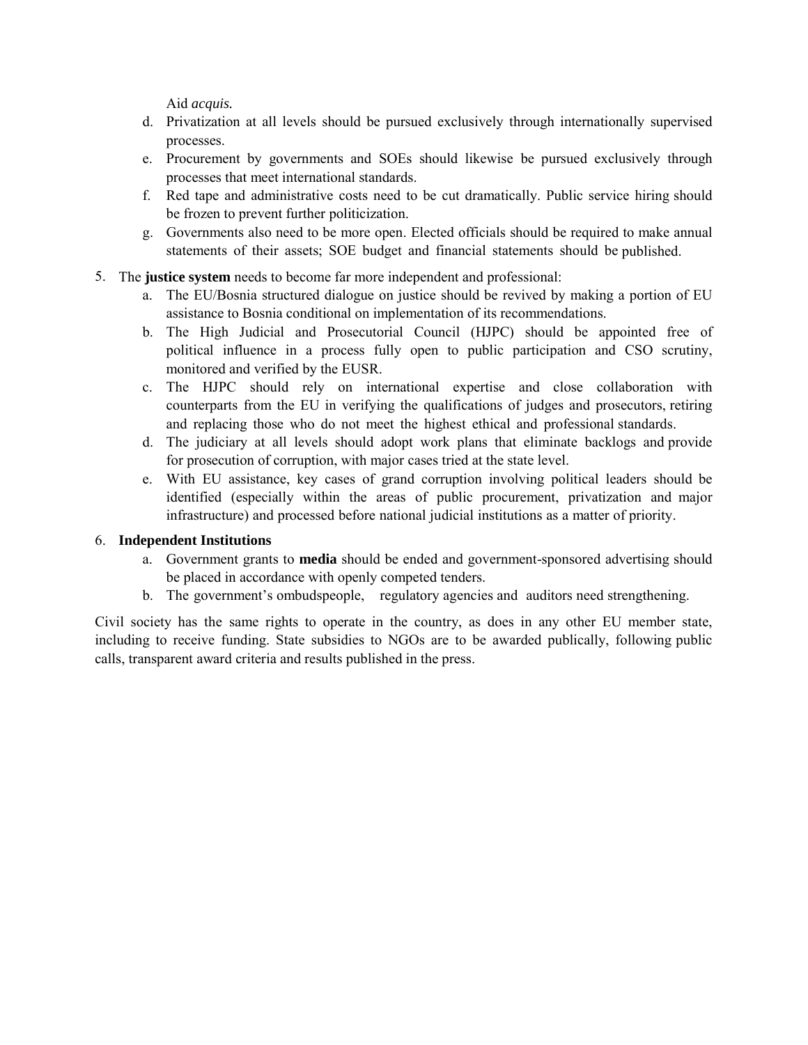Aid *acquis.*

d. Privatization at all levels should be pursued exclusively through internationally supervised processes.
e. Procurement by governments and SOEs should likewise be pursued exclusively through processes that meet international standards.
f. Red tape and administrative costs need to be cut dramatically. Public service hiring should be frozen to prevent further politicization.
g. Governments also need to be more open. Elected officials should be required to make annual statements of their assets; SOE budget and financial statements should be published.

5. The **justice system** needs to become far more independent and professional:
   a. The EU/Bosnia structured dialogue on justice should be revived by making a portion of EU assistance to Bosnia conditional on implementation of its recommendations.
   b. The High Judicial and Prosecutorial Council (HJPC) should be appointed free of political influence in a process fully open to public participation and CSO scrutiny, monitored and verified by the EUSR.
   c. The HJPC should rely on international expertise and close collaboration with counterparts from the EU in verifying the qualifications of judges and prosecutors, retiring and replacing those who do not meet the highest ethical and professional standards.
   d. The judiciary at all levels should adopt work plans that eliminate backlogs and provide for prosecution of corruption, with major cases tried at the state level.
   e. With EU assistance, key cases of grand corruption involving political leaders should be identified (especially within the areas of public procurement, privatization and major infrastructure) and processed before national judicial institutions as a matter of priority.

6. **Independent Institutions**
   a. Government grants to **media** should be ended and government-sponsored advertising should be placed in accordance with openly competed tenders.
   b. The government's ombudspeople, regulatory agencies and auditors need strengthening.

Civil society has the same rights to operate in the country, as does in any other EU member state, including to receive funding. State subsidies to NGOs are to be awarded publically, following public calls, transparent award criteria and results published in the press.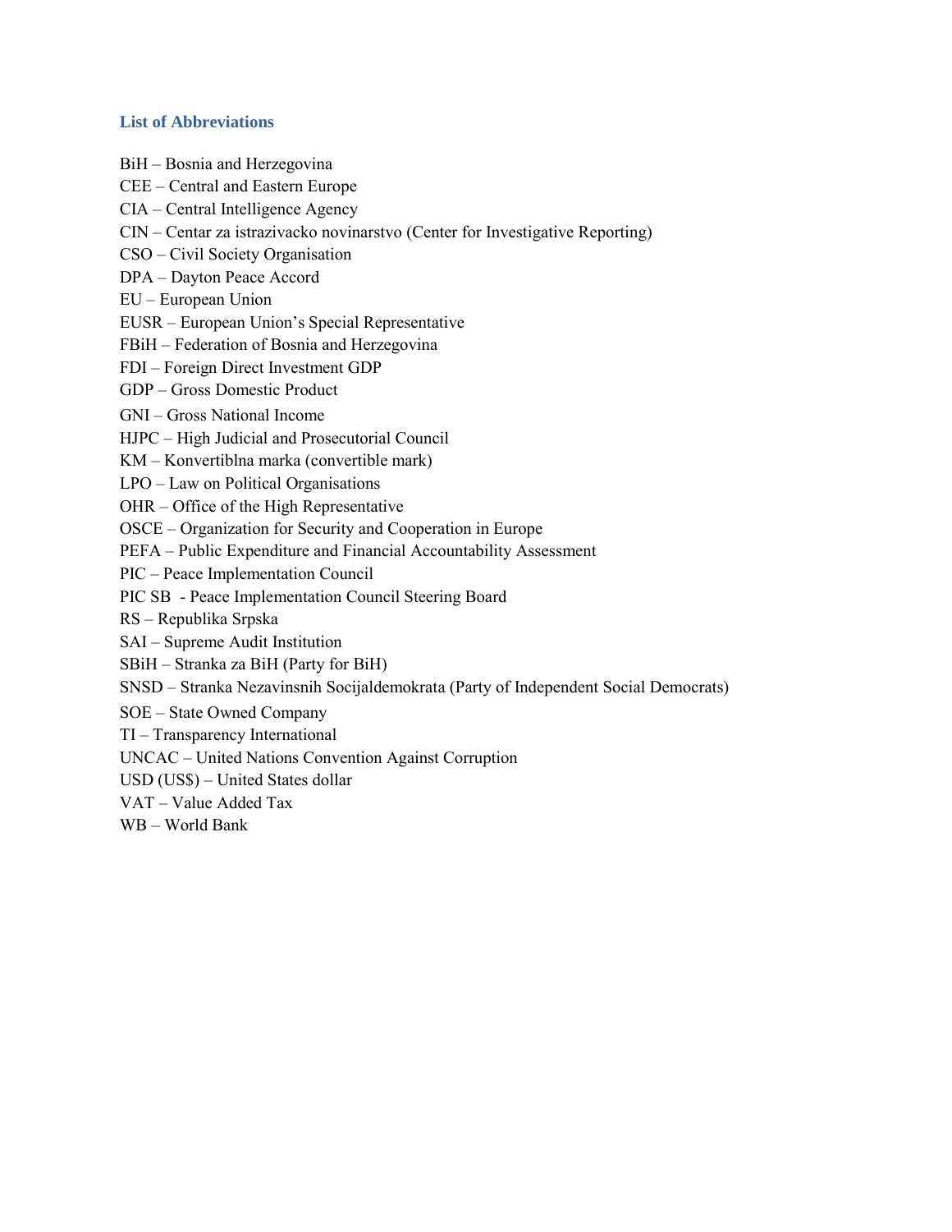## List of Abbreviations

BiH – Bosnia and Herzegovina
CEE – Central and Eastern Europe
CIA – Central Intelligence Agency
CIN – Centar za istrazivacko novinarstvo (Center for Investigative Reporting)
CSO – Civil Society Organisation
DPA – Dayton Peace Accord
EU – European Union
EUSR – European Union's Special Representative
FBiH – Federation of Bosnia and Herzegovina
FDI – Foreign Direct Investment GDP
GDP – Gross Domestic Product
GNI – Gross National Income
HJPC – High Judicial and Prosecutorial Council
KM – Konvertiblna marka (convertible mark)
LPO – Law on Political Organisations
OHR – Office of the High Representative
OSCE – Organization for Security and Cooperation in Europe
PEFA – Public Expenditure and Financial Accountability Assessment
PIC – Peace Implementation Council
PIC SB - Peace Implementation Council Steering Board
RS – Republika Srpska
SAI – Supreme Audit Institution
SBiH – Stranka za BiH (Party for BiH)
SNSD – Stranka Nezavinsnih Socijaldemokrata (Party of Independent Social Democrats)
SOE – State Owned Company
TI – Transparency International
UNCAC – United Nations Convention Against Corruption
USD (US$) – United States dollar
VAT – Value Added Tax
WB – World Bank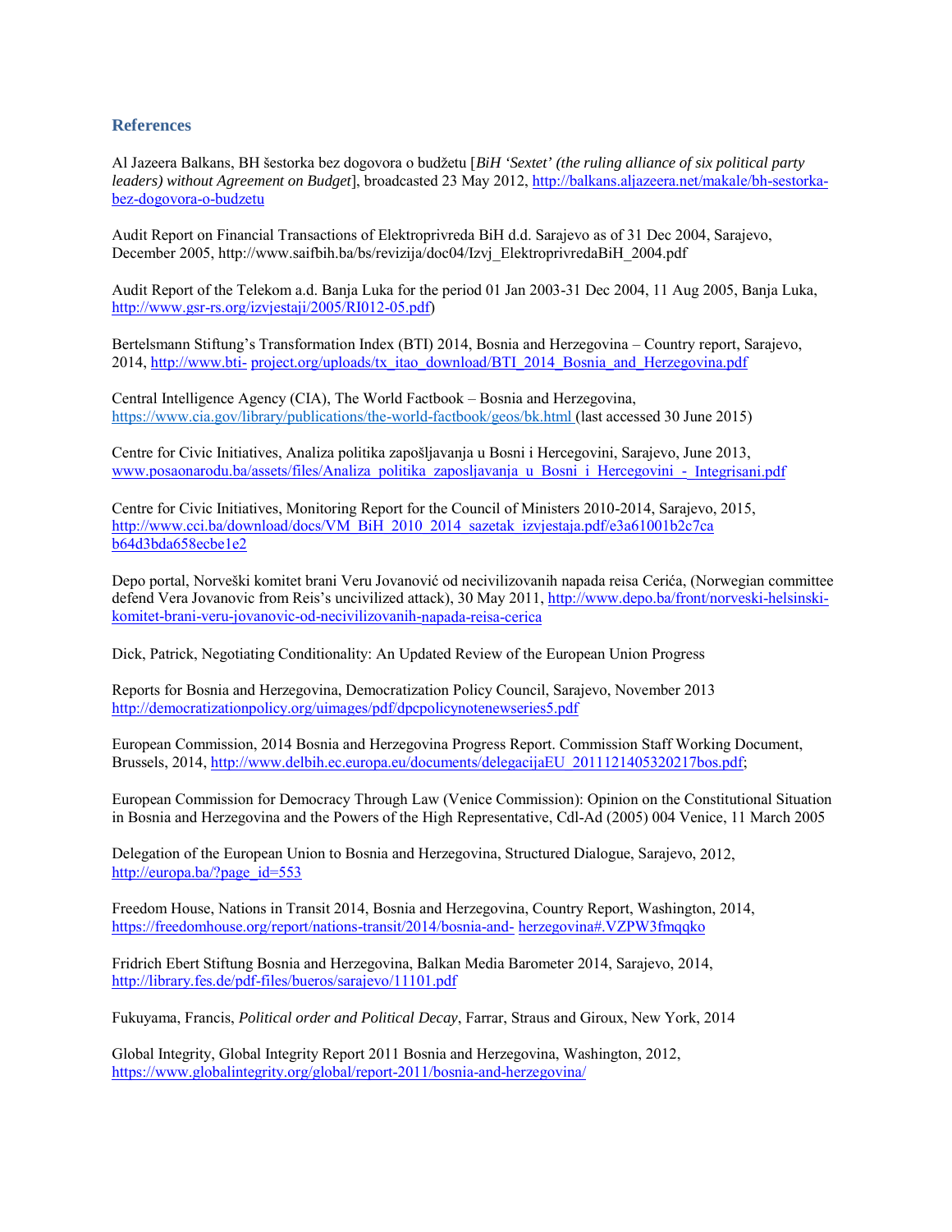## References

Al Jazeera Balkans, BH šestorka bez dogovora o budžetu [*BiH 'Sextet' (the ruling alliance of six political party leaders) without Agreement on Budget*], broadcasted 23 May 2012, http://balkans.aljazeera.net/makale/bh-sestorka-bez-dogovora-o-budzetu

Audit Report on Financial Transactions of Elektroprivreda BiH d.d. Sarajevo as of 31 Dec 2004, Sarajevo, December 2005, http://www.saifbih.ba/bs/revizija/doc04/Izvj_ElektroprivredaBiH_2004.pdf

Audit Report of the Telekom a.d. Banja Luka for the period 01 Jan 2003-31 Dec 2004, 11 Aug 2005, Banja Luka, http://www.gsr-rs.org/izvjestaji/2005/RI012-05.pdf)

Bertelsmann Stiftung's Transformation Index (BTI) 2014, Bosnia and Herzegovina – Country report, Sarajevo, 2014, http://www.bti- project.org/uploads/tx_itao_download/BTI_2014_Bosnia_and_Herzegovina.pdf

Central Intelligence Agency (CIA), The World Factbook – Bosnia and Herzegovina, https://www.cia.gov/library/publications/the-world-factbook/geos/bk.html (last accessed 30 June 2015)

Centre for Civic Initiatives, Analiza politika zapošljavanja u Bosni i Hercegovini, Sarajevo, June 2013, www.posaonarodu.ba/assets/files/Analiza_politika_zaposljavanja_u_Bosni_i_Hercegovini_-_Integrisani.pdf

Centre for Civic Initiatives, Monitoring Report for the Council of Ministers 2010-2014, Sarajevo, 2015, http://www.cci.ba/download/docs/VM_BiH_2010_2014_sazetak_izvjestaja.pdf/e3a61001b2c7ca b64d3bda658ecbe1e2

Depo portal, Norveški komitet brani Veru Jovanović od necivilizovanih napada reisa Cerića, (Norwegian committee defend Vera Jovanovic from Reis's uncivilized attack), 30 May 2011, http://www.depo.ba/front/norveski-helsinski-komitet-brani-veru-jovanovic-od-necivilizovanih-napada-reisa-cerica

Dick, Patrick, Negotiating Conditionality: An Updated Review of the European Union Progress

Reports for Bosnia and Herzegovina, Democratization Policy Council, Sarajevo, November 2013 http://democratizationpolicy.org/uimages/pdf/dpcpolicynotenewseries5.pdf

European Commission, 2014 Bosnia and Herzegovina Progress Report. Commission Staff Working Document, Brussels, 2014, http://www.delbih.ec.europa.eu/documents/delegacijaEU_2011121405320217bos.pdf;

European Commission for Democracy Through Law (Venice Commission): Opinion on the Constitutional Situation in Bosnia and Herzegovina and the Powers of the High Representative, Cdl-Ad (2005) 004 Venice, 11 March 2005

Delegation of the European Union to Bosnia and Herzegovina, Structured Dialogue, Sarajevo, 2012, http://europa.ba/?page_id=553

Freedom House, Nations in Transit 2014, Bosnia and Herzegovina, Country Report, Washington, 2014, https://freedomhouse.org/report/nations-transit/2014/bosnia-and- herzegovina#.VZPW3fmqqko

Fridrich Ebert Stiftung Bosnia and Herzegovina, Balkan Media Barometer 2014, Sarajevo, 2014, http://library.fes.de/pdf-files/bueros/sarajevo/11101.pdf

Fukuyama, Francis, *Political order and Political Decay*, Farrar, Straus and Giroux, New York, 2014

Global Integrity, Global Integrity Report 2011 Bosnia and Herzegovina, Washington, 2012, https://www.globalintegrity.org/global/report-2011/bosnia-and-herzegovina/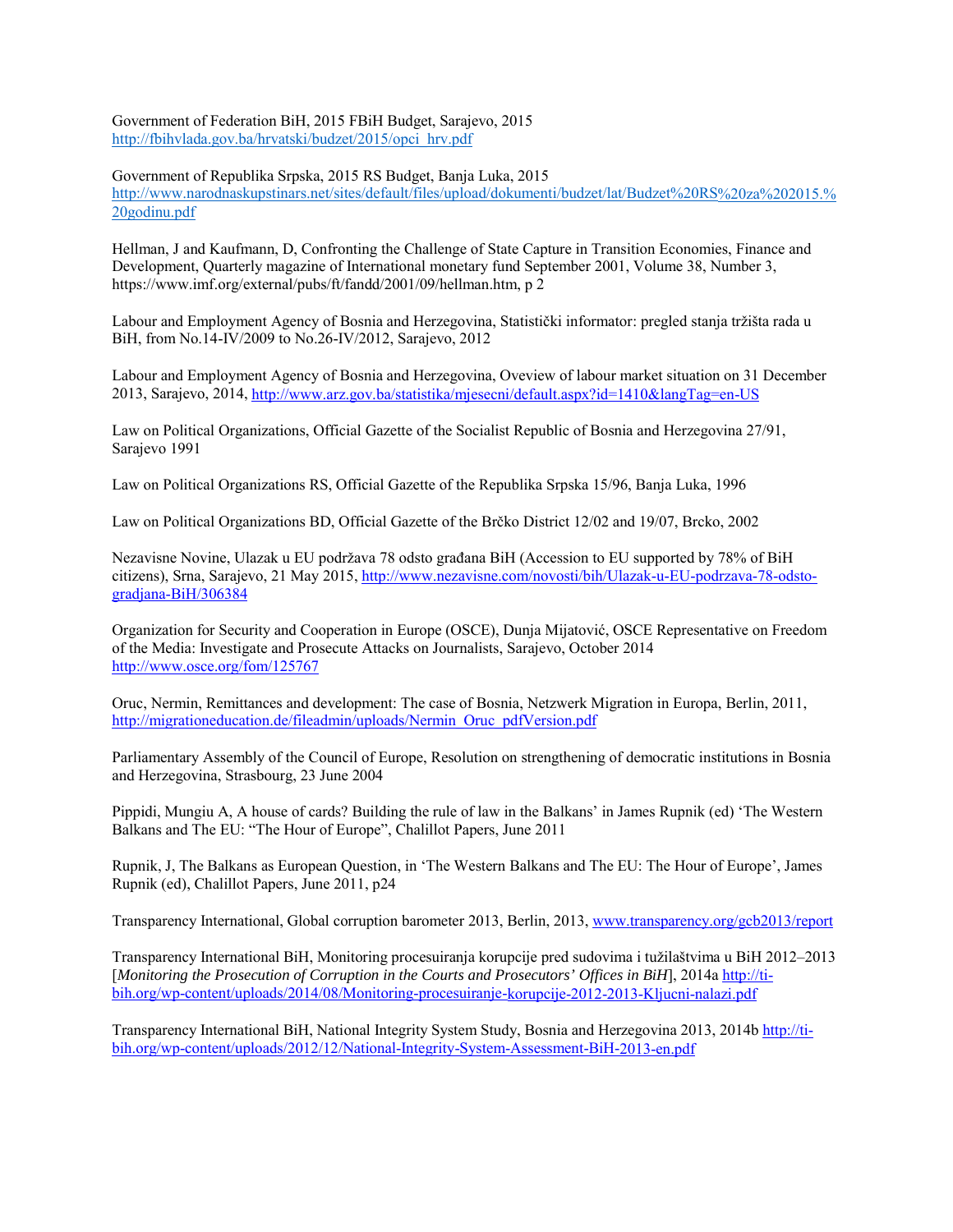Government of Federation BiH, 2015 FBiH Budget, Sarajevo, 2015 http://fbihvlada.gov.ba/hrvatski/budzet/2015/opci_hrv.pdf

Government of Republika Srpska, 2015 RS Budget, Banja Luka, 2015 http://www.narodnaskupstinars.net/sites/default/files/upload/dokumenti/budzet/lat/Budzet%20RS%20za%202015.%20godinu.pdf

Hellman, J and Kaufmann, D, Confronting the Challenge of State Capture in Transition Economies, Finance and Development, Quarterly magazine of International monetary fund September 2001, Volume 38, Number 3, https://www.imf.org/external/pubs/ft/fandd/2001/09/hellman.htm, p 2

Labour and Employment Agency of Bosnia and Herzegovina, Statistički informator: pregled stanja tržišta rada u BiH, from No.14-IV/2009 to No.26-IV/2012, Sarajevo, 2012

Labour and Employment Agency of Bosnia and Herzegovina, Oveview of labour market situation on 31 December 2013, Sarajevo, 2014, http://www.arz.gov.ba/statistika/mjesecni/default.aspx?id=1410&langTag=en-US

Law on Political Organizations, Official Gazette of the Socialist Republic of Bosnia and Herzegovina 27/91, Sarajevo 1991

Law on Political Organizations RS, Official Gazette of the Republika Srpska 15/96, Banja Luka, 1996

Law on Political Organizations BD, Official Gazette of the Brčko District 12/02 and 19/07, Brcko, 2002

Nezavisne Novine, Ulazak u EU podržava 78 odsto građana BiH (Accession to EU supported by 78% of BiH citizens), Srna, Sarajevo, 21 May 2015, http://www.nezavisne.com/novosti/bih/Ulazak-u-EU-podrzava-78-odsto-gradjana-BiH/306384

Organization for Security and Cooperation in Europe (OSCE), Dunja Mijatović, OSCE Representative on Freedom of the Media: Investigate and Prosecute Attacks on Journalists, Sarajevo, October 2014 http://www.osce.org/fom/125767

Oruc, Nermin, Remittances and development: The case of Bosnia, Netzwerk Migration in Europa, Berlin, 2011, http://migrationeducation.de/fileadmin/uploads/Nermin_Oruc_pdfVersion.pdf

Parliamentary Assembly of the Council of Europe, Resolution on strengthening of democratic institutions in Bosnia and Herzegovina, Strasbourg, 23 June 2004

Pippidi, Mungiu A, A house of cards? Building the rule of law in the Balkans' in James Rupnik (ed) 'The Western Balkans and The EU: "The Hour of Europe", Chalillot Papers, June 2011

Rupnik, J, The Balkans as European Question, in 'The Western Balkans and The EU: The Hour of Europe', James Rupnik (ed), Chalillot Papers, June 2011, p24

Transparency International, Global corruption barometer 2013, Berlin, 2013, www.transparency.org/gcb2013/report

Transparency International BiH, Monitoring procesuiranja korupcije pred sudovima i tužilaštvima u BiH 2012–2013 [*Monitoring the Prosecution of Corruption in the Courts and Prosecutors' Offices in BiH*], 2014a http://ti-bih.org/wp-content/uploads/2014/08/Monitoring-procesuiranje-korupcije-2012-2013-Kljucni-nalazi.pdf

Transparency International BiH, National Integrity System Study, Bosnia and Herzegovina 2013, 2014b http://ti-bih.org/wp-content/uploads/2012/12/National-Integrity-System-Assessment-BiH-2013-en.pdf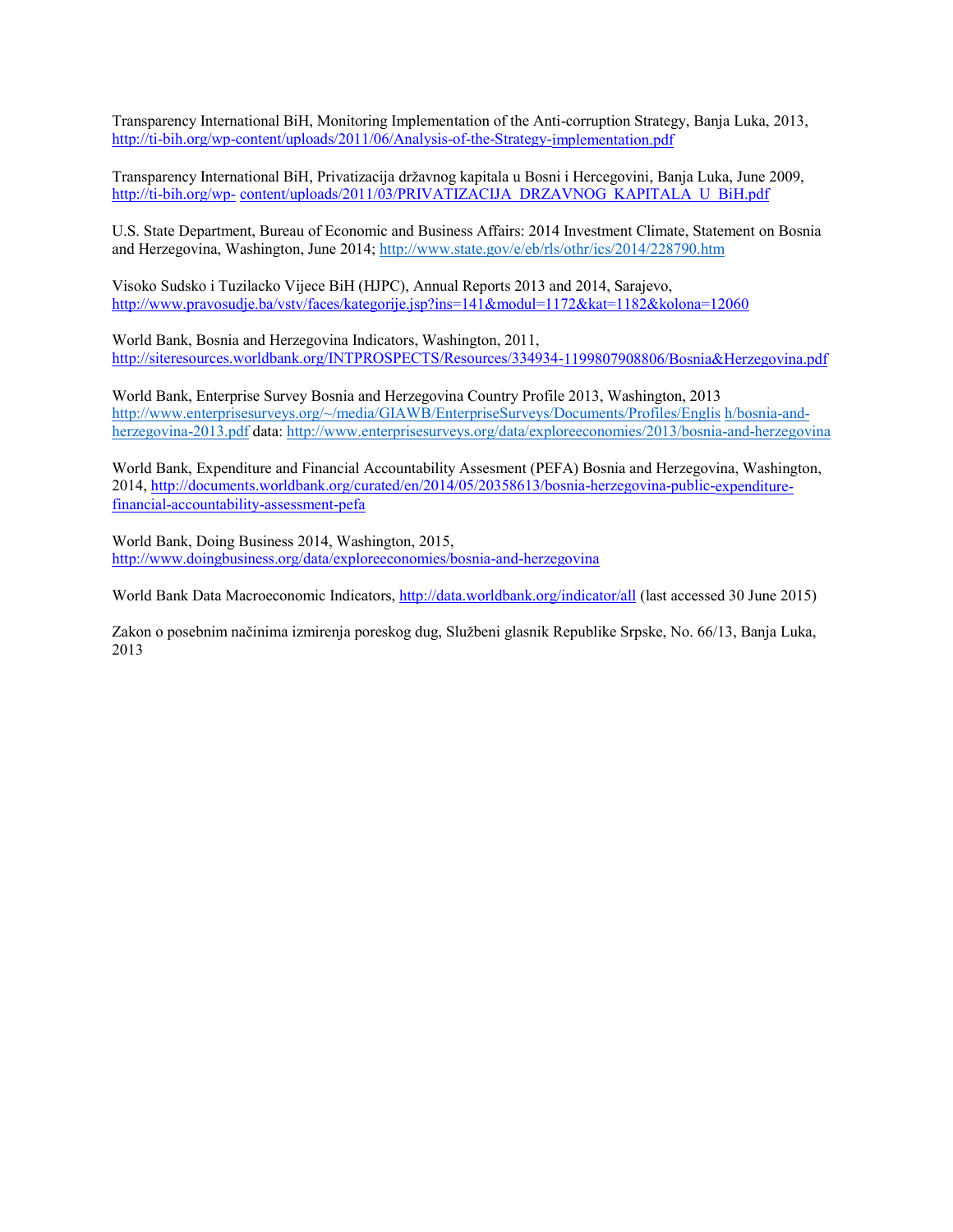Transparency International BiH, Monitoring Implementation of the Anti-corruption Strategy, Banja Luka, 2013, http://ti-bih.org/wp-content/uploads/2011/06/Analysis-of-the-Strategy-implementation.pdf

Transparency International BiH, Privatizacija državnog kapitala u Bosni i Hercegovini, Banja Luka, June 2009, http://ti-bih.org/wp- content/uploads/2011/03/PRIVATIZACIJA_DRZAVNOG_KAPITALA_U_BiH.pdf

U.S. State Department, Bureau of Economic and Business Affairs: 2014 Investment Climate, Statement on Bosnia and Herzegovina, Washington, June 2014; http://www.state.gov/e/eb/rls/othr/ics/2014/228790.htm

Visoko Sudsko i Tuzilacko Vijece BiH (HJPC), Annual Reports 2013 and 2014, Sarajevo, http://www.pravosudje.ba/vstv/faces/kategorije.jsp?ins=141&modul=1172&kat=1182&kolona=12060

World Bank, Bosnia and Herzegovina Indicators, Washington, 2011, http://siteresources.worldbank.org/INTPROSPECTS/Resources/334934-1199807908806/Bosnia&Herzegovina.pdf

World Bank, Enterprise Survey Bosnia and Herzegovina Country Profile 2013, Washington, 2013 http://www.enterprisesurveys.org/~/media/GIAWB/EnterpriseSurveys/Documents/Profiles/Englis h/bosnia-and-herzegovina-2013.pdf data: http://www.enterprisesurveys.org/data/exploreeconomies/2013/bosnia-and-herzegovina

World Bank, Expenditure and Financial Accountability Assesment (PEFA) Bosnia and Herzegovina, Washington, 2014, http://documents.worldbank.org/curated/en/2014/05/20358613/bosnia-herzegovina-public-expenditure-financial-accountability-assessment-pefa

World Bank, Doing Business 2014, Washington, 2015, http://www.doingbusiness.org/data/exploreeconomies/bosnia-and-herzegovina

World Bank Data Macroeconomic Indicators, http://data.worldbank.org/indicator/all (last accessed 30 June 2015)

Zakon o posebnim načinima izmirenja poreskog dug, Službeni glasnik Republike Srpske, No. 66/13, Banja Luka, 2013